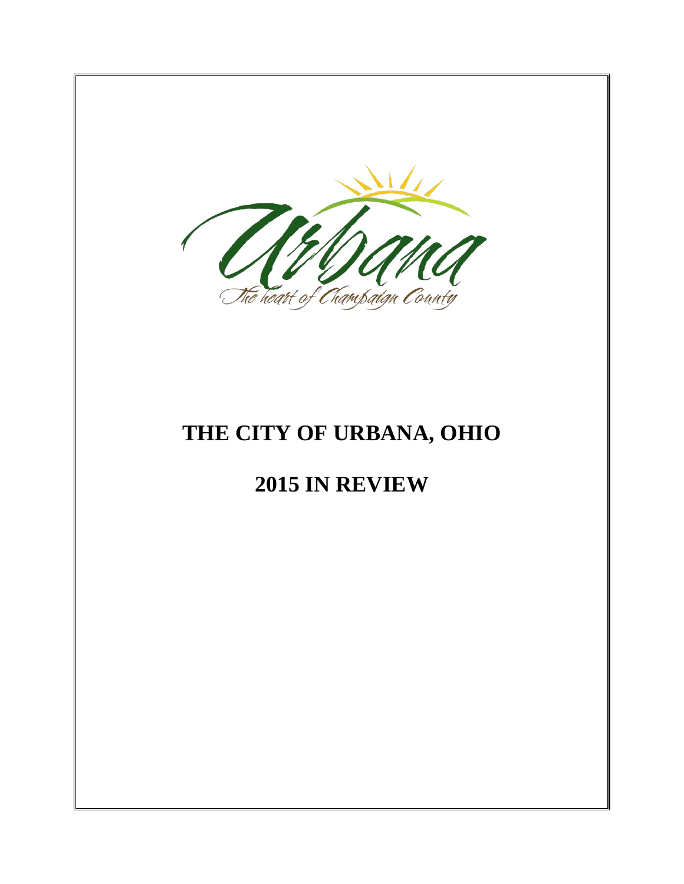Urbana

The heart of Champaign County

# THE CITY OF URBANA, OHIO

# 2015 IN REVIEW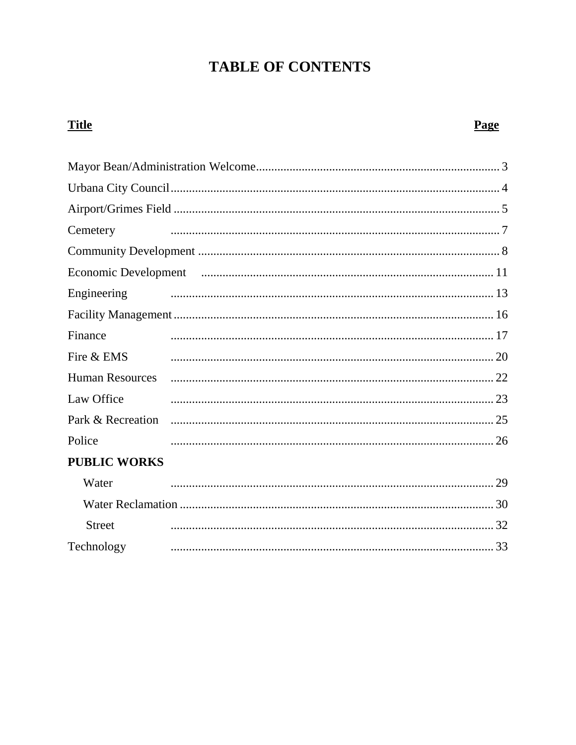# TABLE OF CONTENTS

| Title | Page |
|---|---|
| Mayor Bean/Administration Welcome | 3 |
| Urbana City Council | 4 |
| Airport/Grimes Field | 5 |
| Cemetery | 7 |
| Community Development | 8 |
| Economic Development | 11 |
| Engineering | 13 |
| Facility Management | 16 |
| Finance | 17 |
| Fire & EMS | 20 |
| Human Resources | 22 |
| Law Office | 23 |
| Park & Recreation | 25 |
| Police | 26 |
| **PUBLIC WORKS** | |
| Water | 29 |
| Water Reclamation | 30 |
| Street | 32 |
| Technology | 33 |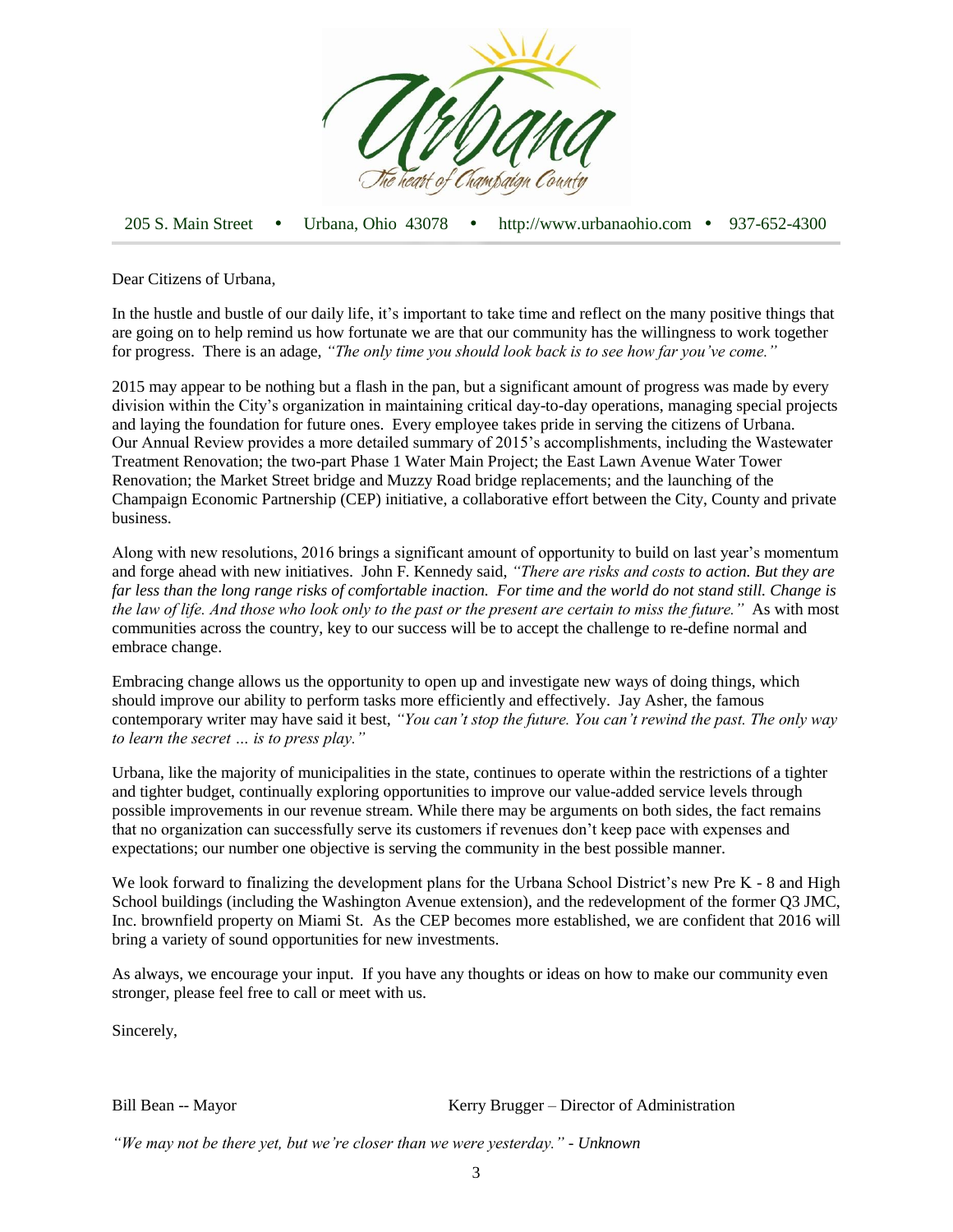Urbana
The heart of Champaign County

205 S. Main Street • Urbana, Ohio 43078 • http://www.urbanaohio.com • 937-652-4300

Dear Citizens of Urbana,

In the hustle and bustle of our daily life, it's important to take time and reflect on the many positive things that are going on to help remind us how fortunate we are that our community has the willingness to work together for progress. There is an adage, *"The only time you should look back is to see how far you've come."*

2015 may appear to be nothing but a flash in the pan, but a significant amount of progress was made by every division within the City's organization in maintaining critical day-to-day operations, managing special projects and laying the foundation for future ones. Every employee takes pride in serving the citizens of Urbana. Our Annual Review provides a more detailed summary of 2015's accomplishments, including the Wastewater Treatment Renovation; the two-part Phase 1 Water Main Project; the East Lawn Avenue Water Tower Renovation; the Market Street bridge and Muzzy Road bridge replacements; and the launching of the Champaign Economic Partnership (CEP) initiative, a collaborative effort between the City, County and private business.

Along with new resolutions, 2016 brings a significant amount of opportunity to build on last year's momentum and forge ahead with new initiatives. John F. Kennedy said, *"There are risks and costs to action. But they are far less than the long range risks of comfortable inaction. For time and the world do not stand still. Change is the law of life. And those who look only to the past or the present are certain to miss the future."* As with most communities across the country, key to our success will be to accept the challenge to re-define normal and embrace change.

Embracing change allows us the opportunity to open up and investigate new ways of doing things, which should improve our ability to perform tasks more efficiently and effectively. Jay Asher, the famous contemporary writer may have said it best, *"You can't stop the future. You can't rewind the past. The only way to learn the secret … is to press play."*

Urbana, like the majority of municipalities in the state, continues to operate within the restrictions of a tighter and tighter budget, continually exploring opportunities to improve our value-added service levels through possible improvements in our revenue stream. While there may be arguments on both sides, the fact remains that no organization can successfully serve its customers if revenues don't keep pace with expenses and expectations; our number one objective is serving the community in the best possible manner.

We look forward to finalizing the development plans for the Urbana School District's new Pre K - 8 and High School buildings (including the Washington Avenue extension), and the redevelopment of the former Q3 JMC, Inc. brownfield property on Miami St. As the CEP becomes more established, we are confident that 2016 will bring a variety of sound opportunities for new investments.

As always, we encourage your input. If you have any thoughts or ideas on how to make our community even stronger, please feel free to call or meet with us.

Sincerely,

Bill Bean -- Mayor

Kerry Brugger – Director of Administration

*"We may not be there yet, but we're closer than we were yesterday." - Unknown*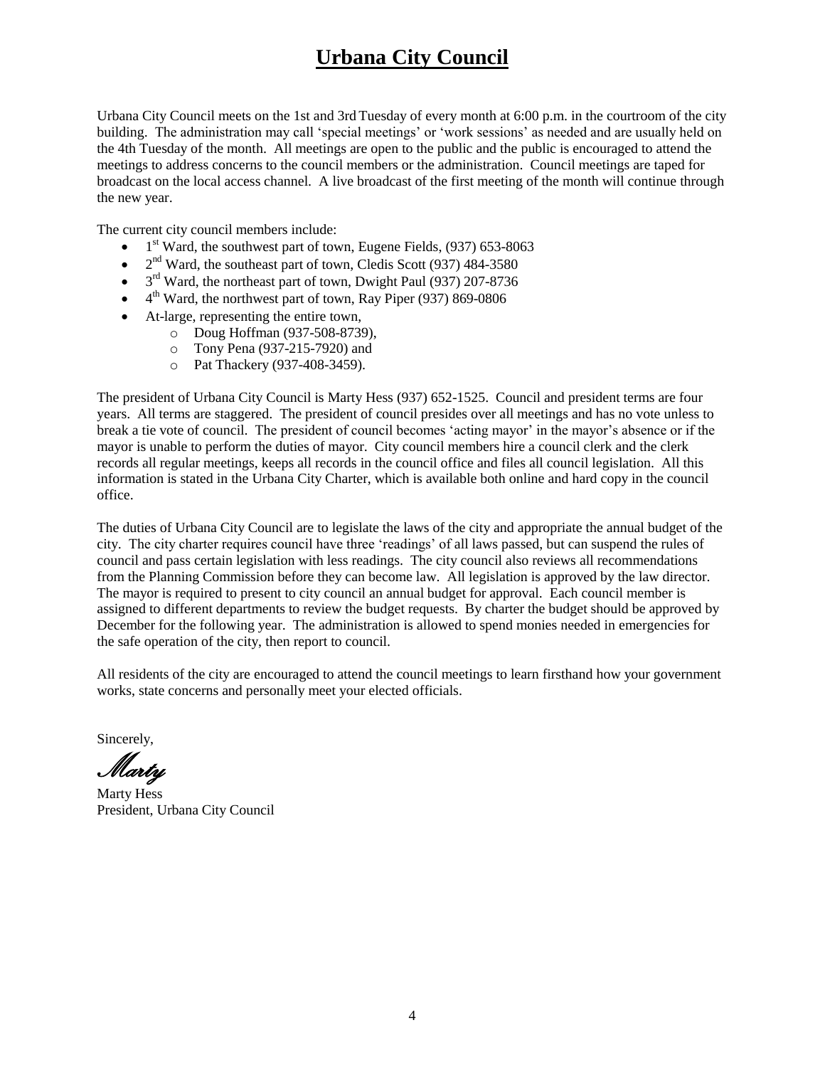# Urbana City Council

Urbana City Council meets on the 1st and 3rd Tuesday of every month at 6:00 p.m. in the courtroom of the city building. The administration may call 'special meetings' or 'work sessions' as needed and are usually held on the 4th Tuesday of the month. All meetings are open to the public and the public is encouraged to attend the meetings to address concerns to the council members or the administration. Council meetings are taped for broadcast on the local access channel. A live broadcast of the first meeting of the month will continue through the new year.

The current city council members include:

- 1st Ward, the southwest part of town, Eugene Fields, (937) 653-8063
- 2nd Ward, the southeast part of town, Cledis Scott (937) 484-3580
- 3rd Ward, the northeast part of town, Dwight Paul (937) 207-8736
- 4th Ward, the northwest part of town, Ray Piper (937) 869-0806
- At-large, representing the entire town,
  - Doug Hoffman (937-508-8739),
  - Tony Pena (937-215-7920) and
  - Pat Thackery (937-408-3459).

The president of Urbana City Council is Marty Hess (937) 652-1525. Council and president terms are four years. All terms are staggered. The president of council presides over all meetings and has no vote unless to break a tie vote of council. The president of council becomes 'acting mayor' in the mayor's absence or if the mayor is unable to perform the duties of mayor. City council members hire a council clerk and the clerk records all regular meetings, keeps all records in the council office and files all council legislation. All this information is stated in the Urbana City Charter, which is available both online and hard copy in the council office.

The duties of Urbana City Council are to legislate the laws of the city and appropriate the annual budget of the city. The city charter requires council have three 'readings' of all laws passed, but can suspend the rules of council and pass certain legislation with less readings. The city council also reviews all recommendations from the Planning Commission before they can become law. All legislation is approved by the law director. The mayor is required to present to city council an annual budget for approval. Each council member is assigned to different departments to review the budget requests. By charter the budget should be approved by December for the following year. The administration is allowed to spend monies needed in emergencies for the safe operation of the city, then report to council.

All residents of the city are encouraged to attend the council meetings to learn firsthand how your government works, state concerns and personally meet your elected officials.

Sincerely,

*Marty*

Marty Hess
President, Urbana City Council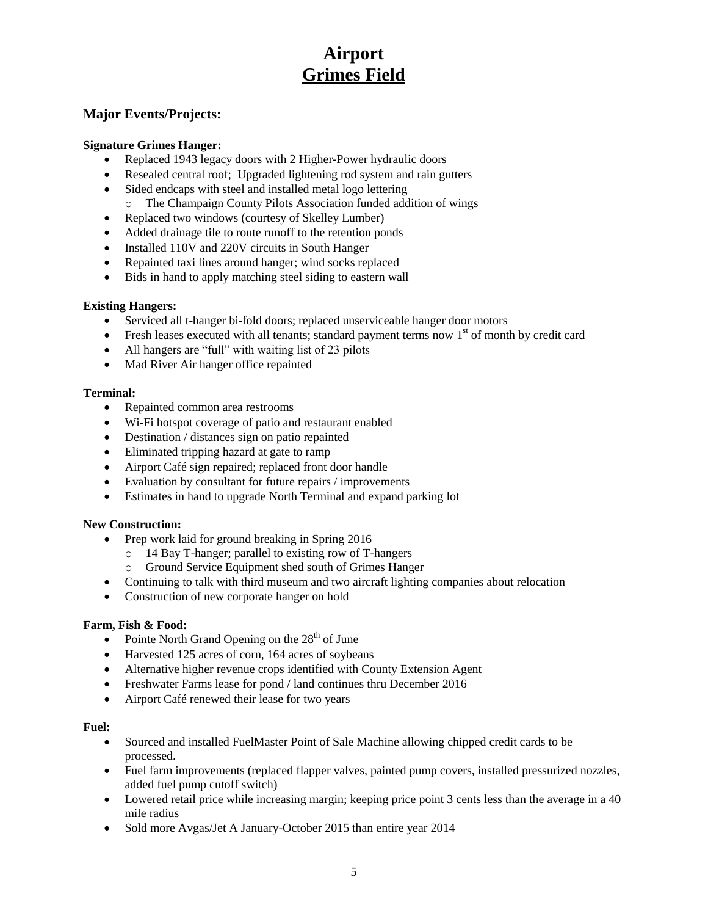# Airport
# Grimes Field

## Major Events/Projects:

**Signature Grimes Hanger:**

- Replaced 1943 legacy doors with 2 Higher-Power hydraulic doors
- Resealed central roof; Upgraded lightening rod system and rain gutters
- Sided endcaps with steel and installed metal logo lettering
  - The Champaign County Pilots Association funded addition of wings
- Replaced two windows (courtesy of Skelley Lumber)
- Added drainage tile to route runoff to the retention ponds
- Installed 110V and 220V circuits in South Hanger
- Repainted taxi lines around hanger; wind socks replaced
- Bids in hand to apply matching steel siding to eastern wall

**Existing Hangers:**

- Serviced all t-hanger bi-fold doors; replaced unserviceable hanger door motors
- Fresh leases executed with all tenants; standard payment terms now 1st of month by credit card
- All hangers are "full" with waiting list of 23 pilots
- Mad River Air hanger office repainted

**Terminal:**

- Repainted common area restrooms
- Wi-Fi hotspot coverage of patio and restaurant enabled
- Destination / distances sign on patio repainted
- Eliminated tripping hazard at gate to ramp
- Airport Café sign repaired; replaced front door handle
- Evaluation by consultant for future repairs / improvements
- Estimates in hand to upgrade North Terminal and expand parking lot

**New Construction:**

- Prep work laid for ground breaking in Spring 2016
  - 14 Bay T-hanger; parallel to existing row of T-hangers
  - Ground Service Equipment shed south of Grimes Hanger
- Continuing to talk with third museum and two aircraft lighting companies about relocation
- Construction of new corporate hanger on hold

**Farm, Fish & Food:**

- Pointe North Grand Opening on the 28th of June
- Harvested 125 acres of corn, 164 acres of soybeans
- Alternative higher revenue crops identified with County Extension Agent
- Freshwater Farms lease for pond / land continues thru December 2016
- Airport Café renewed their lease for two years

**Fuel:**

- Sourced and installed FuelMaster Point of Sale Machine allowing chipped credit cards to be processed.
- Fuel farm improvements (replaced flapper valves, painted pump covers, installed pressurized nozzles, added fuel pump cutoff switch)
- Lowered retail price while increasing margin; keeping price point 3 cents less than the average in a 40 mile radius
- Sold more Avgas/Jet A January-October 2015 than entire year 2014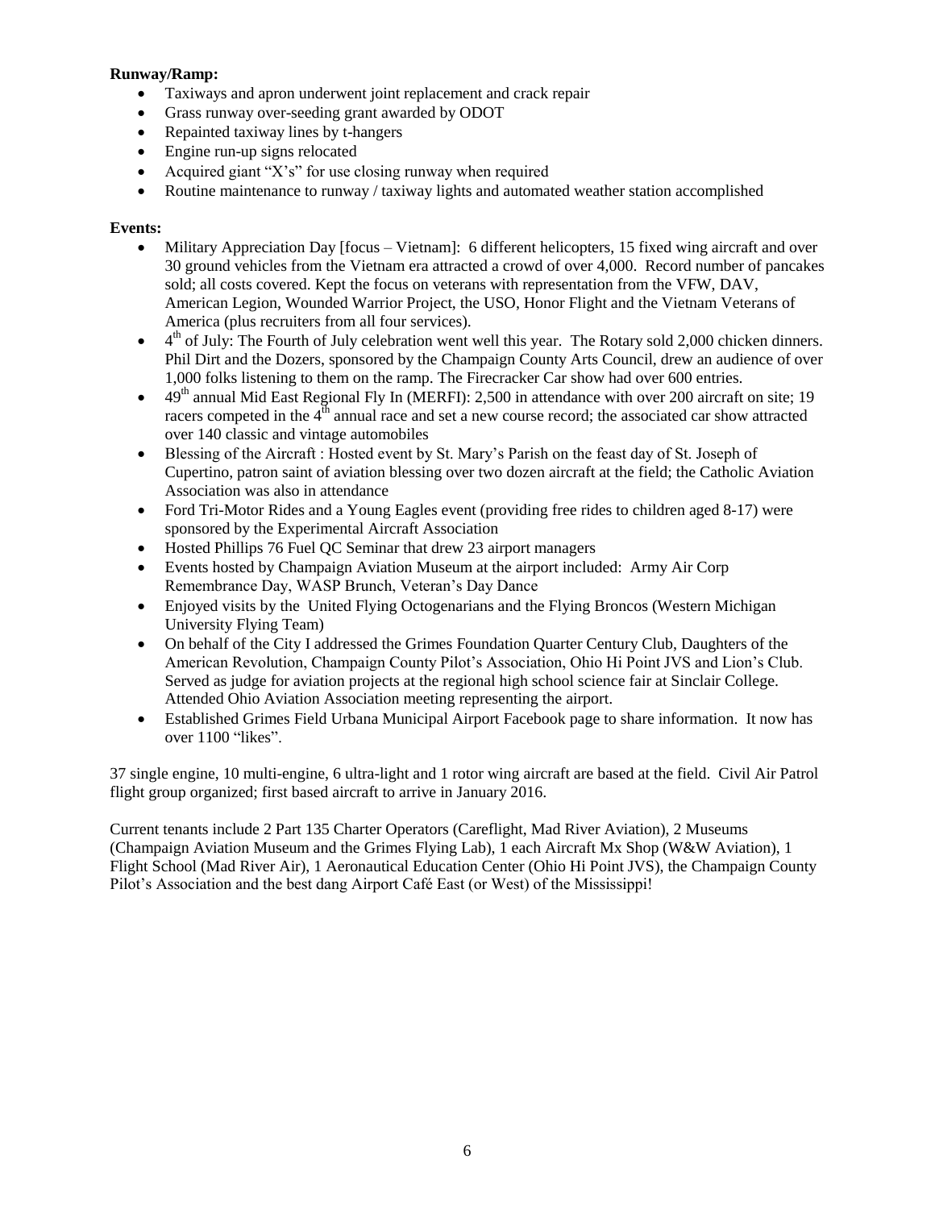**Runway/Ramp:**

- Taxiways and apron underwent joint replacement and crack repair
- Grass runway over-seeding grant awarded by ODOT
- Repainted taxiway lines by t-hangers
- Engine run-up signs relocated
- Acquired giant "X's" for use closing runway when required
- Routine maintenance to runway / taxiway lights and automated weather station accomplished

**Events:**

- Military Appreciation Day [focus – Vietnam]: 6 different helicopters, 15 fixed wing aircraft and over 30 ground vehicles from the Vietnam era attracted a crowd of over 4,000. Record number of pancakes sold; all costs covered. Kept the focus on veterans with representation from the VFW, DAV, American Legion, Wounded Warrior Project, the USO, Honor Flight and the Vietnam Veterans of America (plus recruiters from all four services).
- 4th of July: The Fourth of July celebration went well this year. The Rotary sold 2,000 chicken dinners. Phil Dirt and the Dozers, sponsored by the Champaign County Arts Council, drew an audience of over 1,000 folks listening to them on the ramp. The Firecracker Car show had over 600 entries.
- 49th annual Mid East Regional Fly In (MERFI): 2,500 in attendance with over 200 aircraft on site; 19 racers competed in the 4th annual race and set a new course record; the associated car show attracted over 140 classic and vintage automobiles
- Blessing of the Aircraft : Hosted event by St. Mary's Parish on the feast day of St. Joseph of Cupertino, patron saint of aviation blessing over two dozen aircraft at the field; the Catholic Aviation Association was also in attendance
- Ford Tri-Motor Rides and a Young Eagles event (providing free rides to children aged 8-17) were sponsored by the Experimental Aircraft Association
- Hosted Phillips 76 Fuel QC Seminar that drew 23 airport managers
- Events hosted by Champaign Aviation Museum at the airport included: Army Air Corp Remembrance Day, WASP Brunch, Veteran's Day Dance
- Enjoyed visits by the United Flying Octogenarians and the Flying Broncos (Western Michigan University Flying Team)
- On behalf of the City I addressed the Grimes Foundation Quarter Century Club, Daughters of the American Revolution, Champaign County Pilot's Association, Ohio Hi Point JVS and Lion's Club. Served as judge for aviation projects at the regional high school science fair at Sinclair College. Attended Ohio Aviation Association meeting representing the airport.
- Established Grimes Field Urbana Municipal Airport Facebook page to share information. It now has over 1100 "likes".

37 single engine, 10 multi-engine, 6 ultra-light and 1 rotor wing aircraft are based at the field. Civil Air Patrol flight group organized; first based aircraft to arrive in January 2016.

Current tenants include 2 Part 135 Charter Operators (Careflight, Mad River Aviation), 2 Museums (Champaign Aviation Museum and the Grimes Flying Lab), 1 each Aircraft Mx Shop (W&W Aviation), 1 Flight School (Mad River Air), 1 Aeronautical Education Center (Ohio Hi Point JVS), the Champaign County Pilot's Association and the best dang Airport Café East (or West) of the Mississippi!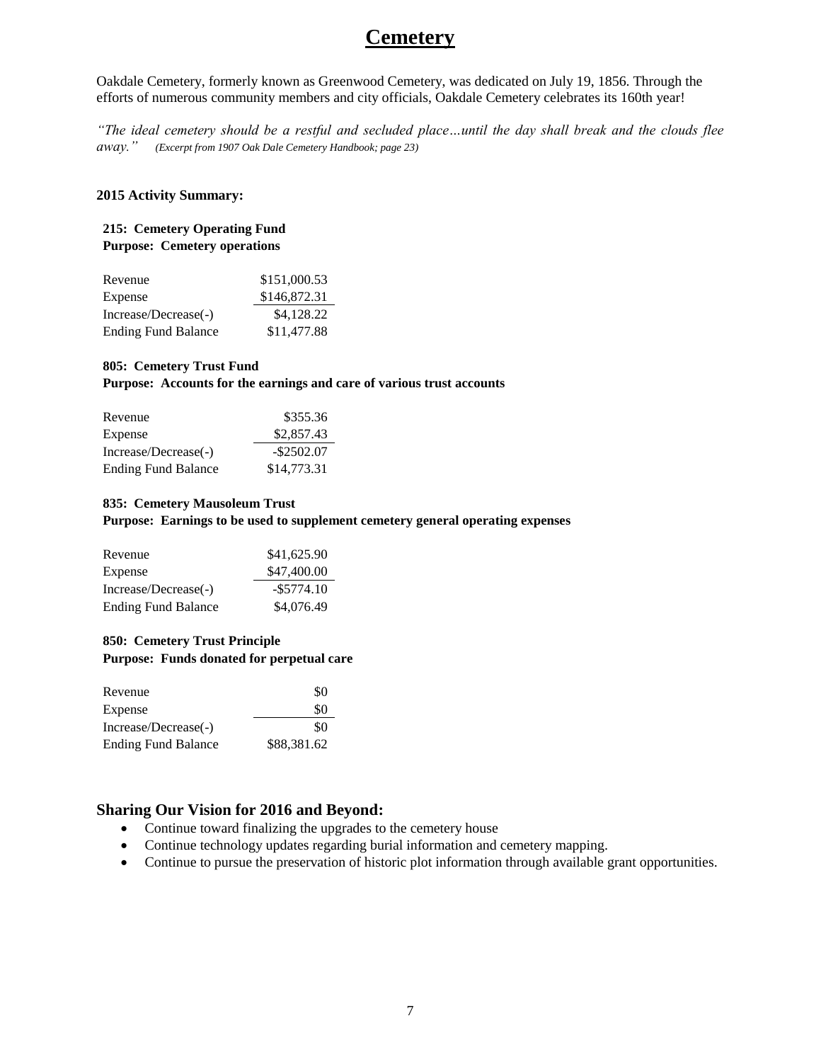# Cemetery

Oakdale Cemetery, formerly known as Greenwood Cemetery, was dedicated on July 19, 1856. Through the efforts of numerous community members and city officials, Oakdale Cemetery celebrates its 160th year!

*"The ideal cemetery should be a restful and secluded place…until the day shall break and the clouds flee away."* *(Excerpt from 1907 Oak Dale Cemetery Handbook; page 23)*

**2015 Activity Summary:**

**215: Cemetery Operating Fund**
**Purpose: Cemetery operations**

| | |
|---|---|
| Revenue | $151,000.53 |
| Expense | $146,872.31 |
| Increase/Decrease(-) | $4,128.22 |
| Ending Fund Balance | $11,477.88 |

**805: Cemetery Trust Fund**
**Purpose: Accounts for the earnings and care of various trust accounts**

| | |
|---|---|
| Revenue | $355.36 |
| Expense | $2,857.43 |
| Increase/Decrease(-) | -$2502.07 |
| Ending Fund Balance | $14,773.31 |

**835: Cemetery Mausoleum Trust**
**Purpose: Earnings to be used to supplement cemetery general operating expenses**

| | |
|---|---|
| Revenue | $41,625.90 |
| Expense | $47,400.00 |
| Increase/Decrease(-) | -$5774.10 |
| Ending Fund Balance | $4,076.49 |

**850: Cemetery Trust Principle**
**Purpose: Funds donated for perpetual care**

| | |
|---|---|
| Revenue | $0 |
| Expense | $0 |
| Increase/Decrease(-) | $0 |
| Ending Fund Balance | $88,381.62 |

## Sharing Our Vision for 2016 and Beyond:

- Continue toward finalizing the upgrades to the cemetery house
- Continue technology updates regarding burial information and cemetery mapping.
- Continue to pursue the preservation of historic plot information through available grant opportunities.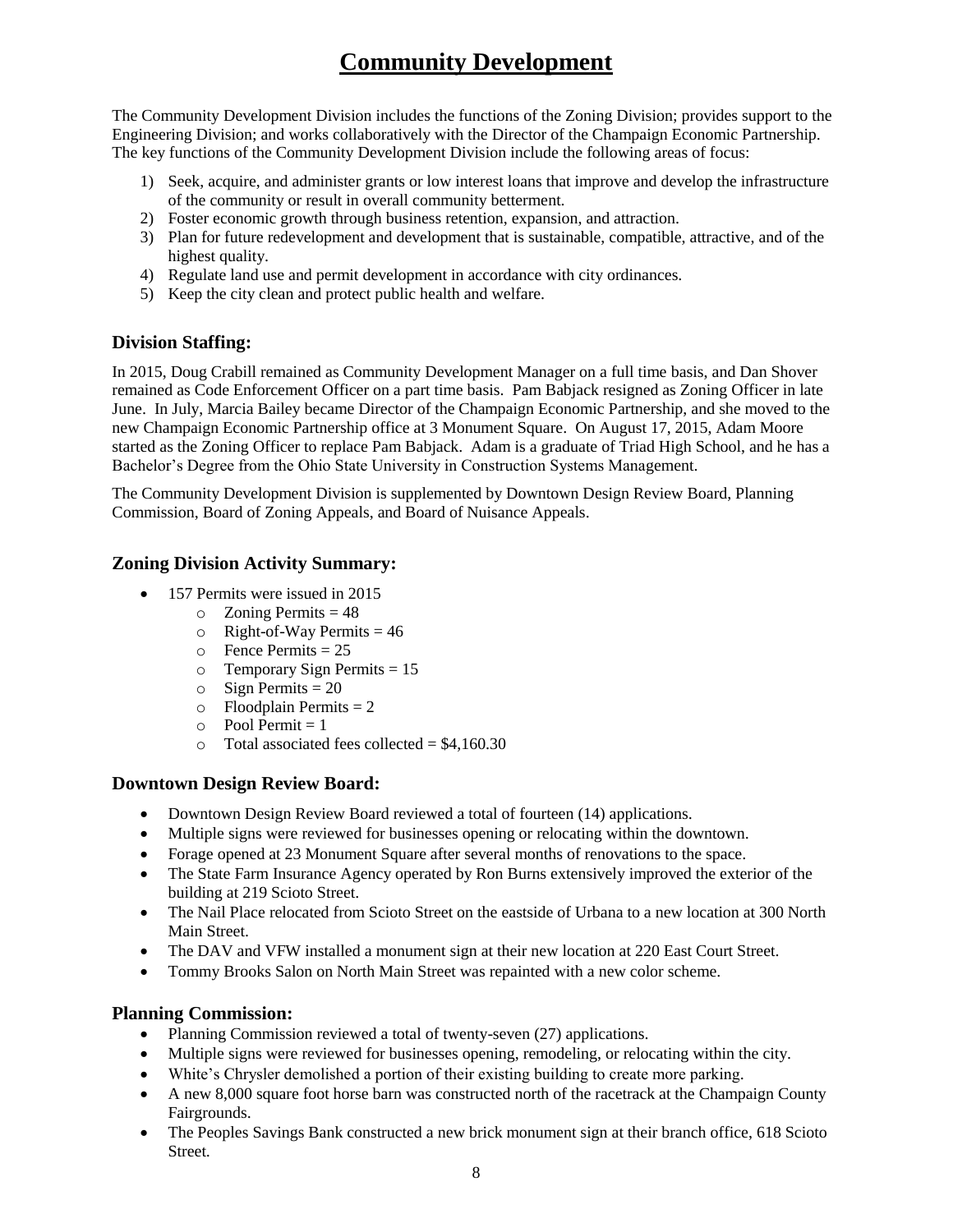# Community Development

The Community Development Division includes the functions of the Zoning Division; provides support to the Engineering Division; and works collaboratively with the Director of the Champaign Economic Partnership. The key functions of the Community Development Division include the following areas of focus:

1) Seek, acquire, and administer grants or low interest loans that improve and develop the infrastructure of the community or result in overall community betterment.
2) Foster economic growth through business retention, expansion, and attraction.
3) Plan for future redevelopment and development that is sustainable, compatible, attractive, and of the highest quality.
4) Regulate land use and permit development in accordance with city ordinances.
5) Keep the city clean and protect public health and welfare.

## Division Staffing:

In 2015, Doug Crabill remained as Community Development Manager on a full time basis, and Dan Shover remained as Code Enforcement Officer on a part time basis. Pam Babjack resigned as Zoning Officer in late June. In July, Marcia Bailey became Director of the Champaign Economic Partnership, and she moved to the new Champaign Economic Partnership office at 3 Monument Square. On August 17, 2015, Adam Moore started as the Zoning Officer to replace Pam Babjack. Adam is a graduate of Triad High School, and he has a Bachelor's Degree from the Ohio State University in Construction Systems Management.

The Community Development Division is supplemented by Downtown Design Review Board, Planning Commission, Board of Zoning Appeals, and Board of Nuisance Appeals.

## Zoning Division Activity Summary:

- 157 Permits were issued in 2015
  - Zoning Permits = 48
  - Right-of-Way Permits = 46
  - Fence Permits = 25
  - Temporary Sign Permits = 15
  - Sign Permits = 20
  - Floodplain Permits = 2
  - Pool Permit = 1
  - Total associated fees collected = $4,160.30

## Downtown Design Review Board:

- Downtown Design Review Board reviewed a total of fourteen (14) applications.
- Multiple signs were reviewed for businesses opening or relocating within the downtown.
- Forage opened at 23 Monument Square after several months of renovations to the space.
- The State Farm Insurance Agency operated by Ron Burns extensively improved the exterior of the building at 219 Scioto Street.
- The Nail Place relocated from Scioto Street on the eastside of Urbana to a new location at 300 North Main Street.
- The DAV and VFW installed a monument sign at their new location at 220 East Court Street.
- Tommy Brooks Salon on North Main Street was repainted with a new color scheme.

## Planning Commission:

- Planning Commission reviewed a total of twenty-seven (27) applications.
- Multiple signs were reviewed for businesses opening, remodeling, or relocating within the city.
- White's Chrysler demolished a portion of their existing building to create more parking.
- A new 8,000 square foot horse barn was constructed north of the racetrack at the Champaign County Fairgrounds.
- The Peoples Savings Bank constructed a new brick monument sign at their branch office, 618 Scioto Street.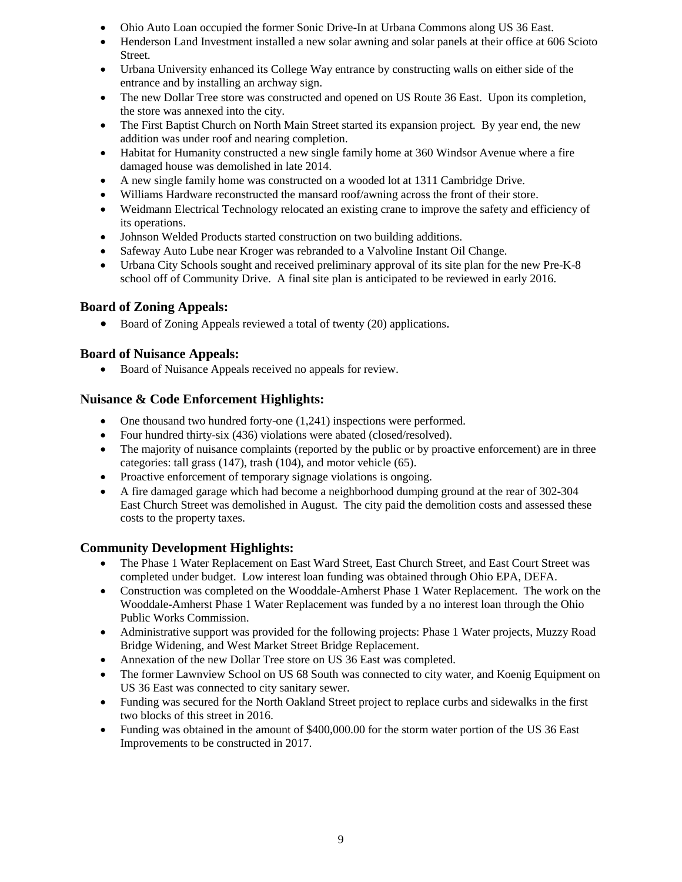- Ohio Auto Loan occupied the former Sonic Drive-In at Urbana Commons along US 36 East.
- Henderson Land Investment installed a new solar awning and solar panels at their office at 606 Scioto Street.
- Urbana University enhanced its College Way entrance by constructing walls on either side of the entrance and by installing an archway sign.
- The new Dollar Tree store was constructed and opened on US Route 36 East. Upon its completion, the store was annexed into the city.
- The First Baptist Church on North Main Street started its expansion project. By year end, the new addition was under roof and nearing completion.
- Habitat for Humanity constructed a new single family home at 360 Windsor Avenue where a fire damaged house was demolished in late 2014.
- A new single family home was constructed on a wooded lot at 1311 Cambridge Drive.
- Williams Hardware reconstructed the mansard roof/awning across the front of their store.
- Weidmann Electrical Technology relocated an existing crane to improve the safety and efficiency of its operations.
- Johnson Welded Products started construction on two building additions.
- Safeway Auto Lube near Kroger was rebranded to a Valvoline Instant Oil Change.
- Urbana City Schools sought and received preliminary approval of its site plan for the new Pre-K-8 school off of Community Drive. A final site plan is anticipated to be reviewed in early 2016.

## Board of Zoning Appeals:

- Board of Zoning Appeals reviewed a total of twenty (20) applications.

## Board of Nuisance Appeals:

- Board of Nuisance Appeals received no appeals for review.

## Nuisance & Code Enforcement Highlights:

- One thousand two hundred forty-one (1,241) inspections were performed.
- Four hundred thirty-six (436) violations were abated (closed/resolved).
- The majority of nuisance complaints (reported by the public or by proactive enforcement) are in three categories: tall grass (147), trash (104), and motor vehicle (65).
- Proactive enforcement of temporary signage violations is ongoing.
- A fire damaged garage which had become a neighborhood dumping ground at the rear of 302-304 East Church Street was demolished in August. The city paid the demolition costs and assessed these costs to the property taxes.

## Community Development Highlights:

- The Phase 1 Water Replacement on East Ward Street, East Church Street, and East Court Street was completed under budget. Low interest loan funding was obtained through Ohio EPA, DEFA.
- Construction was completed on the Wooddale-Amherst Phase 1 Water Replacement. The work on the Wooddale-Amherst Phase 1 Water Replacement was funded by a no interest loan through the Ohio Public Works Commission.
- Administrative support was provided for the following projects: Phase 1 Water projects, Muzzy Road Bridge Widening, and West Market Street Bridge Replacement.
- Annexation of the new Dollar Tree store on US 36 East was completed.
- The former Lawnview School on US 68 South was connected to city water, and Koenig Equipment on US 36 East was connected to city sanitary sewer.
- Funding was secured for the North Oakland Street project to replace curbs and sidewalks in the first two blocks of this street in 2016.
- Funding was obtained in the amount of $400,000.00 for the storm water portion of the US 36 East Improvements to be constructed in 2017.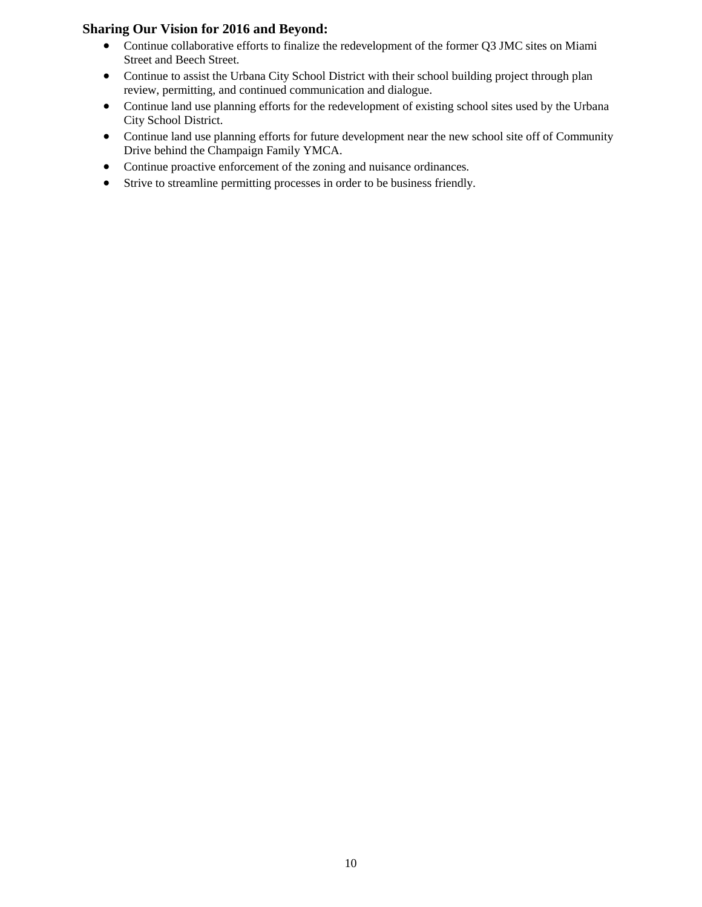## Sharing Our Vision for 2016 and Beyond:

- Continue collaborative efforts to finalize the redevelopment of the former Q3 JMC sites on Miami Street and Beech Street.
- Continue to assist the Urbana City School District with their school building project through plan review, permitting, and continued communication and dialogue.
- Continue land use planning efforts for the redevelopment of existing school sites used by the Urbana City School District.
- Continue land use planning efforts for future development near the new school site off of Community Drive behind the Champaign Family YMCA.
- Continue proactive enforcement of the zoning and nuisance ordinances.
- Strive to streamline permitting processes in order to be business friendly.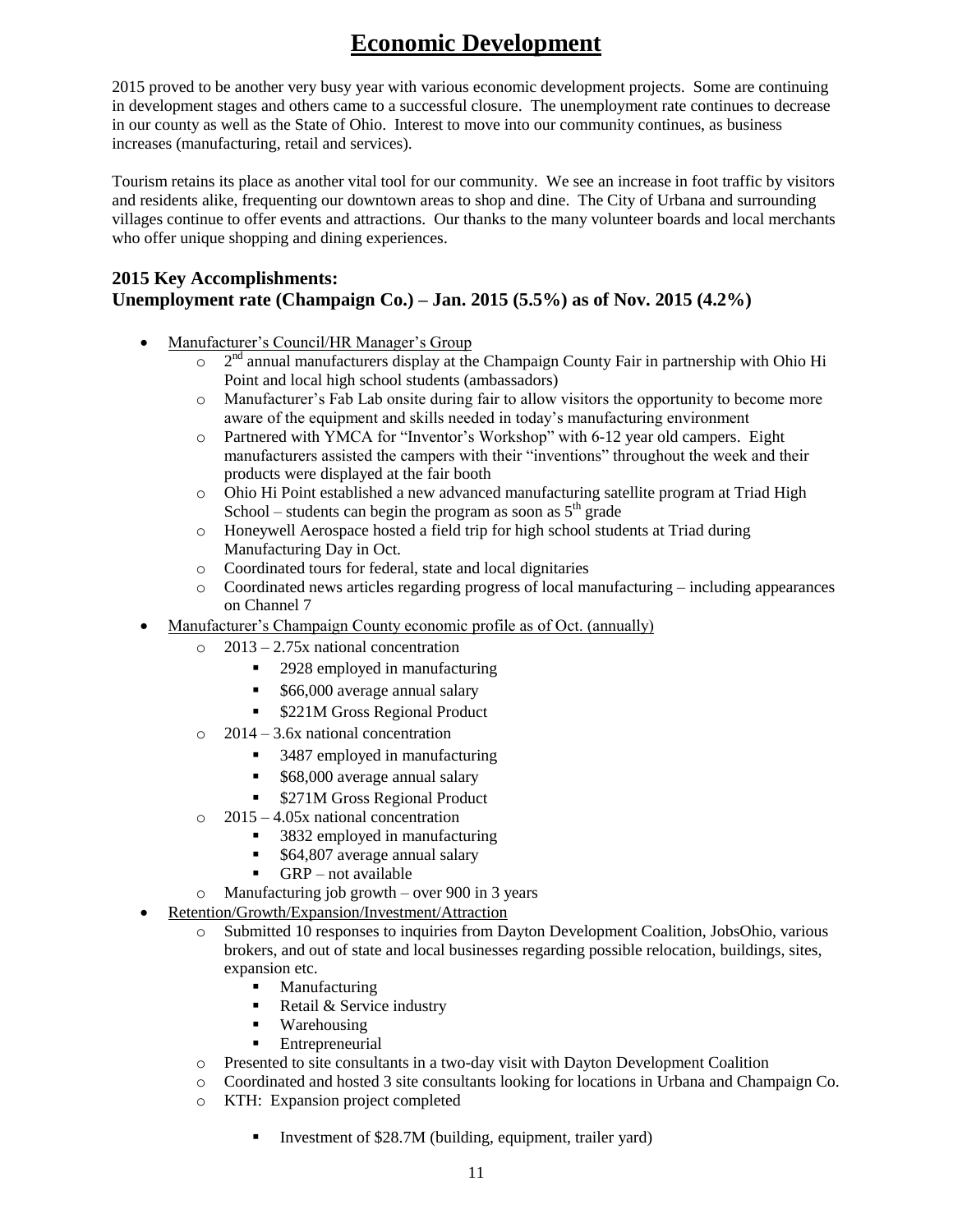# Economic Development

2015 proved to be another very busy year with various economic development projects. Some are continuing in development stages and others came to a successful closure. The unemployment rate continues to decrease in our county as well as the State of Ohio. Interest to move into our community continues, as business increases (manufacturing, retail and services).

Tourism retains its place as another vital tool for our community. We see an increase in foot traffic by visitors and residents alike, frequenting our downtown areas to shop and dine. The City of Urbana and surrounding villages continue to offer events and attractions. Our thanks to the many volunteer boards and local merchants who offer unique shopping and dining experiences.

### 2015 Key Accomplishments:
### Unemployment rate (Champaign Co.) – Jan. 2015 (5.5%) as of Nov. 2015 (4.2%)

- Manufacturer's Council/HR Manager's Group
  - 2nd annual manufacturers display at the Champaign County Fair in partnership with Ohio Hi Point and local high school students (ambassadors)
  - Manufacturer's Fab Lab onsite during fair to allow visitors the opportunity to become more aware of the equipment and skills needed in today's manufacturing environment
  - Partnered with YMCA for "Inventor's Workshop" with 6-12 year old campers. Eight manufacturers assisted the campers with their "inventions" throughout the week and their products were displayed at the fair booth
  - Ohio Hi Point established a new advanced manufacturing satellite program at Triad High School – students can begin the program as soon as 5th grade
  - Honeywell Aerospace hosted a field trip for high school students at Triad during Manufacturing Day in Oct.
  - Coordinated tours for federal, state and local dignitaries
  - Coordinated news articles regarding progress of local manufacturing – including appearances on Channel 7
- Manufacturer's Champaign County economic profile as of Oct. (annually)
  - 2013 – 2.75x national concentration
    - 2928 employed in manufacturing
    - $66,000 average annual salary
    - $221M Gross Regional Product
  - 2014 – 3.6x national concentration
    - 3487 employed in manufacturing
    - $68,000 average annual salary
    - $271M Gross Regional Product
  - 2015 – 4.05x national concentration
    - 3832 employed in manufacturing
    - $64,807 average annual salary
    - GRP – not available
  - Manufacturing job growth – over 900 in 3 years
- Retention/Growth/Expansion/Investment/Attraction
  - Submitted 10 responses to inquiries from Dayton Development Coalition, JobsOhio, various brokers, and out of state and local businesses regarding possible relocation, buildings, sites, expansion etc.
    - Manufacturing
    - Retail & Service industry
    - Warehousing
    - Entrepreneurial
  - Presented to site consultants in a two-day visit with Dayton Development Coalition
  - Coordinated and hosted 3 site consultants looking for locations in Urbana and Champaign Co.
  - KTH: Expansion project completed
    - Investment of $28.7M (building, equipment, trailer yard)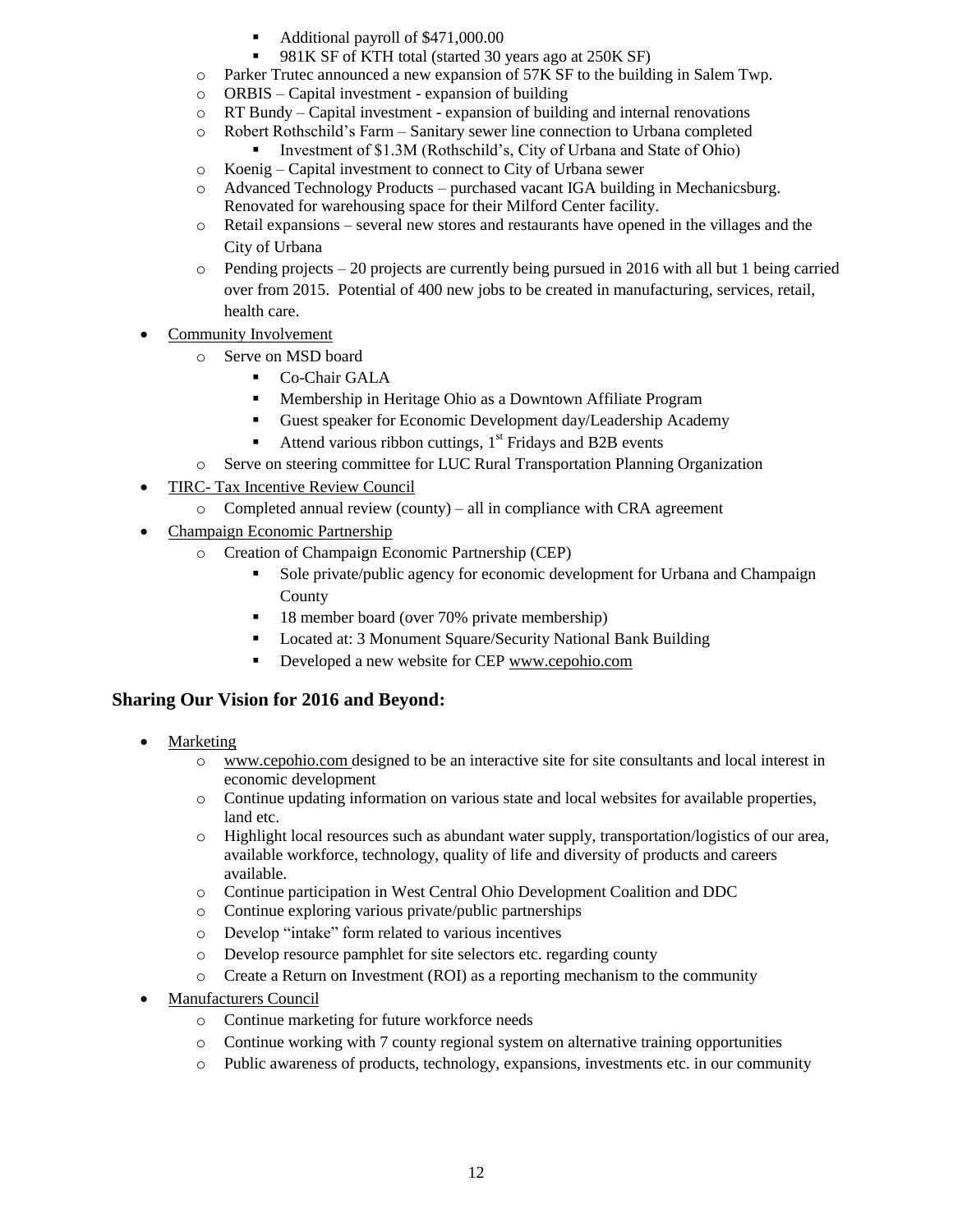- Additional payroll of $471,000.00
        - 981K SF of KTH total (started 30 years ago at 250K SF)
    - Parker Trutec announced a new expansion of 57K SF to the building in Salem Twp.
    - ORBIS – Capital investment - expansion of building
    - RT Bundy – Capital investment - expansion of building and internal renovations
    - Robert Rothschild's Farm – Sanitary sewer line connection to Urbana completed
        - Investment of $1.3M (Rothschild's, City of Urbana and State of Ohio)
    - Koenig – Capital investment to connect to City of Urbana sewer
    - Advanced Technology Products – purchased vacant IGA building in Mechanicsburg. Renovated for warehousing space for their Milford Center facility.
    - Retail expansions – several new stores and restaurants have opened in the villages and the City of Urbana
    - Pending projects – 20 projects are currently being pursued in 2016 with all but 1 being carried over from 2015. Potential of 400 new jobs to be created in manufacturing, services, retail, health care.
- Community Involvement
    - Serve on MSD board
        - Co-Chair GALA
        - Membership in Heritage Ohio as a Downtown Affiliate Program
        - Guest speaker for Economic Development day/Leadership Academy
        - Attend various ribbon cuttings, 1st Fridays and B2B events
    - Serve on steering committee for LUC Rural Transportation Planning Organization
- TIRC- Tax Incentive Review Council
    - Completed annual review (county) – all in compliance with CRA agreement
- Champaign Economic Partnership
    - Creation of Champaign Economic Partnership (CEP)
        - Sole private/public agency for economic development for Urbana and Champaign County
        - 18 member board (over 70% private membership)
        - Located at: 3 Monument Square/Security National Bank Building
        - Developed a new website for CEP www.cepohio.com

## Sharing Our Vision for 2016 and Beyond:

- Marketing
    - www.cepohio.com designed to be an interactive site for site consultants and local interest in economic development
    - Continue updating information on various state and local websites for available properties, land etc.
    - Highlight local resources such as abundant water supply, transportation/logistics of our area, available workforce, technology, quality of life and diversity of products and careers available.
    - Continue participation in West Central Ohio Development Coalition and DDC
    - Continue exploring various private/public partnerships
    - Develop "intake" form related to various incentives
    - Develop resource pamphlet for site selectors etc. regarding county
    - Create a Return on Investment (ROI) as a reporting mechanism to the community
- Manufacturers Council
    - Continue marketing for future workforce needs
    - Continue working with 7 county regional system on alternative training opportunities
    - Public awareness of products, technology, expansions, investments etc. in our community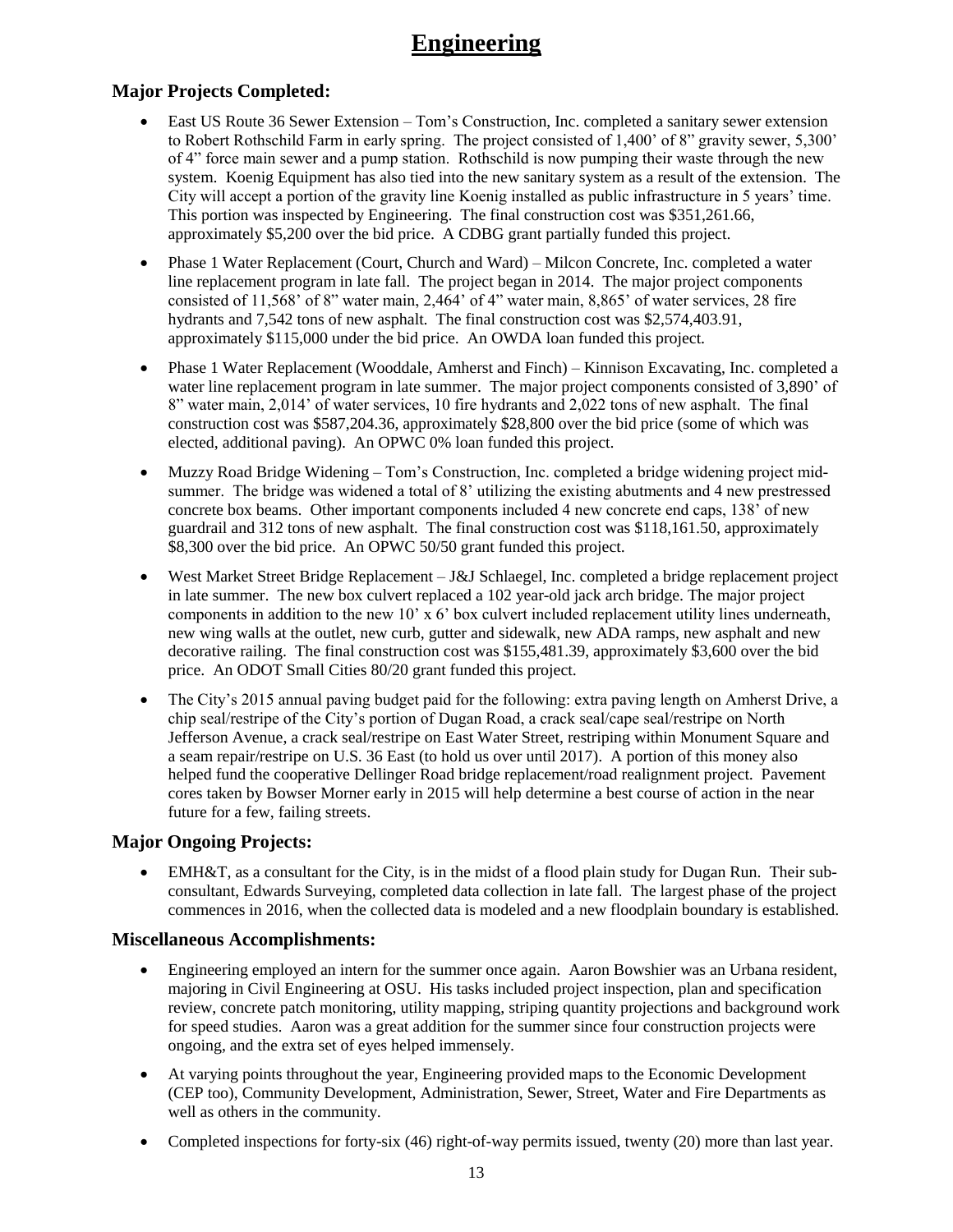# Engineering

### Major Projects Completed:

- East US Route 36 Sewer Extension – Tom's Construction, Inc. completed a sanitary sewer extension to Robert Rothschild Farm in early spring. The project consisted of 1,400' of 8" gravity sewer, 5,300' of 4" force main sewer and a pump station. Rothschild is now pumping their waste through the new system. Koenig Equipment has also tied into the new sanitary system as a result of the extension. The City will accept a portion of the gravity line Koenig installed as public infrastructure in 5 years' time. This portion was inspected by Engineering. The final construction cost was $351,261.66, approximately $5,200 over the bid price. A CDBG grant partially funded this project.
- Phase 1 Water Replacement (Court, Church and Ward) – Milcon Concrete, Inc. completed a water line replacement program in late fall. The project began in 2014. The major project components consisted of 11,568' of 8" water main, 2,464' of 4" water main, 8,865' of water services, 28 fire hydrants and 7,542 tons of new asphalt. The final construction cost was $2,574,403.91, approximately $115,000 under the bid price. An OWDA loan funded this project.
- Phase 1 Water Replacement (Wooddale, Amherst and Finch) – Kinnison Excavating, Inc. completed a water line replacement program in late summer. The major project components consisted of 3,890' of 8" water main, 2,014' of water services, 10 fire hydrants and 2,022 tons of new asphalt. The final construction cost was $587,204.36, approximately $28,800 over the bid price (some of which was elected, additional paving). An OPWC 0% loan funded this project.
- Muzzy Road Bridge Widening – Tom's Construction, Inc. completed a bridge widening project mid-summer. The bridge was widened a total of 8' utilizing the existing abutments and 4 new prestressed concrete box beams. Other important components included 4 new concrete end caps, 138' of new guardrail and 312 tons of new asphalt. The final construction cost was $118,161.50, approximately $8,300 over the bid price. An OPWC 50/50 grant funded this project.
- West Market Street Bridge Replacement – J&J Schlaegel, Inc. completed a bridge replacement project in late summer. The new box culvert replaced a 102 year-old jack arch bridge. The major project components in addition to the new 10' x 6' box culvert included replacement utility lines underneath, new wing walls at the outlet, new curb, gutter and sidewalk, new ADA ramps, new asphalt and new decorative railing. The final construction cost was $155,481.39, approximately $3,600 over the bid price. An ODOT Small Cities 80/20 grant funded this project.
- The City's 2015 annual paving budget paid for the following: extra paving length on Amherst Drive, a chip seal/restripe of the City's portion of Dugan Road, a crack seal/cape seal/restripe on North Jefferson Avenue, a crack seal/restripe on East Water Street, restriping within Monument Square and a seam repair/restripe on U.S. 36 East (to hold us over until 2017). A portion of this money also helped fund the cooperative Dellinger Road bridge replacement/road realignment project. Pavement cores taken by Bowser Morner early in 2015 will help determine a best course of action in the near future for a few, failing streets.

### Major Ongoing Projects:

- EMH&T, as a consultant for the City, is in the midst of a flood plain study for Dugan Run. Their sub-consultant, Edwards Surveying, completed data collection in late fall. The largest phase of the project commences in 2016, when the collected data is modeled and a new floodplain boundary is established.

### Miscellaneous Accomplishments:

- Engineering employed an intern for the summer once again. Aaron Bowshier was an Urbana resident, majoring in Civil Engineering at OSU. His tasks included project inspection, plan and specification review, concrete patch monitoring, utility mapping, striping quantity projections and background work for speed studies. Aaron was a great addition for the summer since four construction projects were ongoing, and the extra set of eyes helped immensely.
- At varying points throughout the year, Engineering provided maps to the Economic Development (CEP too), Community Development, Administration, Sewer, Street, Water and Fire Departments as well as others in the community.
- Completed inspections for forty-six (46) right-of-way permits issued, twenty (20) more than last year.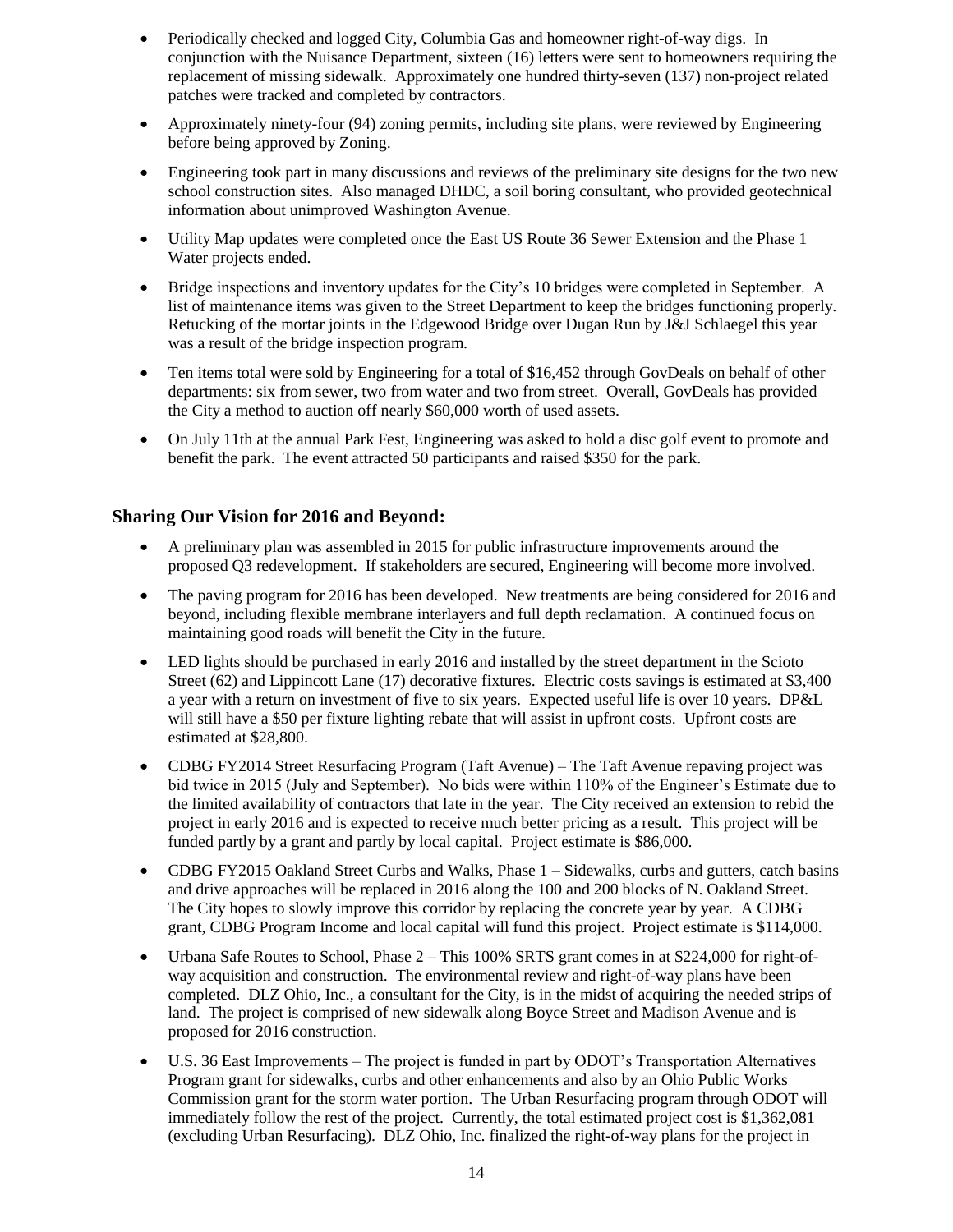- Periodically checked and logged City, Columbia Gas and homeowner right-of-way digs. In conjunction with the Nuisance Department, sixteen (16) letters were sent to homeowners requiring the replacement of missing sidewalk. Approximately one hundred thirty-seven (137) non-project related patches were tracked and completed by contractors.
- Approximately ninety-four (94) zoning permits, including site plans, were reviewed by Engineering before being approved by Zoning.
- Engineering took part in many discussions and reviews of the preliminary site designs for the two new school construction sites. Also managed DHDC, a soil boring consultant, who provided geotechnical information about unimproved Washington Avenue.
- Utility Map updates were completed once the East US Route 36 Sewer Extension and the Phase 1 Water projects ended.
- Bridge inspections and inventory updates for the City's 10 bridges were completed in September. A list of maintenance items was given to the Street Department to keep the bridges functioning properly. Retucking of the mortar joints in the Edgewood Bridge over Dugan Run by J&J Schlaegel this year was a result of the bridge inspection program.
- Ten items total were sold by Engineering for a total of $16,452 through GovDeals on behalf of other departments: six from sewer, two from water and two from street. Overall, GovDeals has provided the City a method to auction off nearly $60,000 worth of used assets.
- On July 11th at the annual Park Fest, Engineering was asked to hold a disc golf event to promote and benefit the park. The event attracted 50 participants and raised $350 for the park.

## Sharing Our Vision for 2016 and Beyond:

- A preliminary plan was assembled in 2015 for public infrastructure improvements around the proposed Q3 redevelopment. If stakeholders are secured, Engineering will become more involved.
- The paving program for 2016 has been developed. New treatments are being considered for 2016 and beyond, including flexible membrane interlayers and full depth reclamation. A continued focus on maintaining good roads will benefit the City in the future.
- LED lights should be purchased in early 2016 and installed by the street department in the Scioto Street (62) and Lippincott Lane (17) decorative fixtures. Electric costs savings is estimated at $3,400 a year with a return on investment of five to six years. Expected useful life is over 10 years. DP&L will still have a $50 per fixture lighting rebate that will assist in upfront costs. Upfront costs are estimated at $28,800.
- CDBG FY2014 Street Resurfacing Program (Taft Avenue) – The Taft Avenue repaving project was bid twice in 2015 (July and September). No bids were within 110% of the Engineer's Estimate due to the limited availability of contractors that late in the year. The City received an extension to rebid the project in early 2016 and is expected to receive much better pricing as a result. This project will be funded partly by a grant and partly by local capital. Project estimate is $86,000.
- CDBG FY2015 Oakland Street Curbs and Walks, Phase 1 – Sidewalks, curbs and gutters, catch basins and drive approaches will be replaced in 2016 along the 100 and 200 blocks of N. Oakland Street. The City hopes to slowly improve this corridor by replacing the concrete year by year. A CDBG grant, CDBG Program Income and local capital will fund this project. Project estimate is $114,000.
- Urbana Safe Routes to School, Phase 2 – This 100% SRTS grant comes in at $224,000 for right-of-way acquisition and construction. The environmental review and right-of-way plans have been completed. DLZ Ohio, Inc., a consultant for the City, is in the midst of acquiring the needed strips of land. The project is comprised of new sidewalk along Boyce Street and Madison Avenue and is proposed for 2016 construction.
- U.S. 36 East Improvements – The project is funded in part by ODOT's Transportation Alternatives Program grant for sidewalks, curbs and other enhancements and also by an Ohio Public Works Commission grant for the storm water portion. The Urban Resurfacing program through ODOT will immediately follow the rest of the project. Currently, the total estimated project cost is $1,362,081 (excluding Urban Resurfacing). DLZ Ohio, Inc. finalized the right-of-way plans for the project in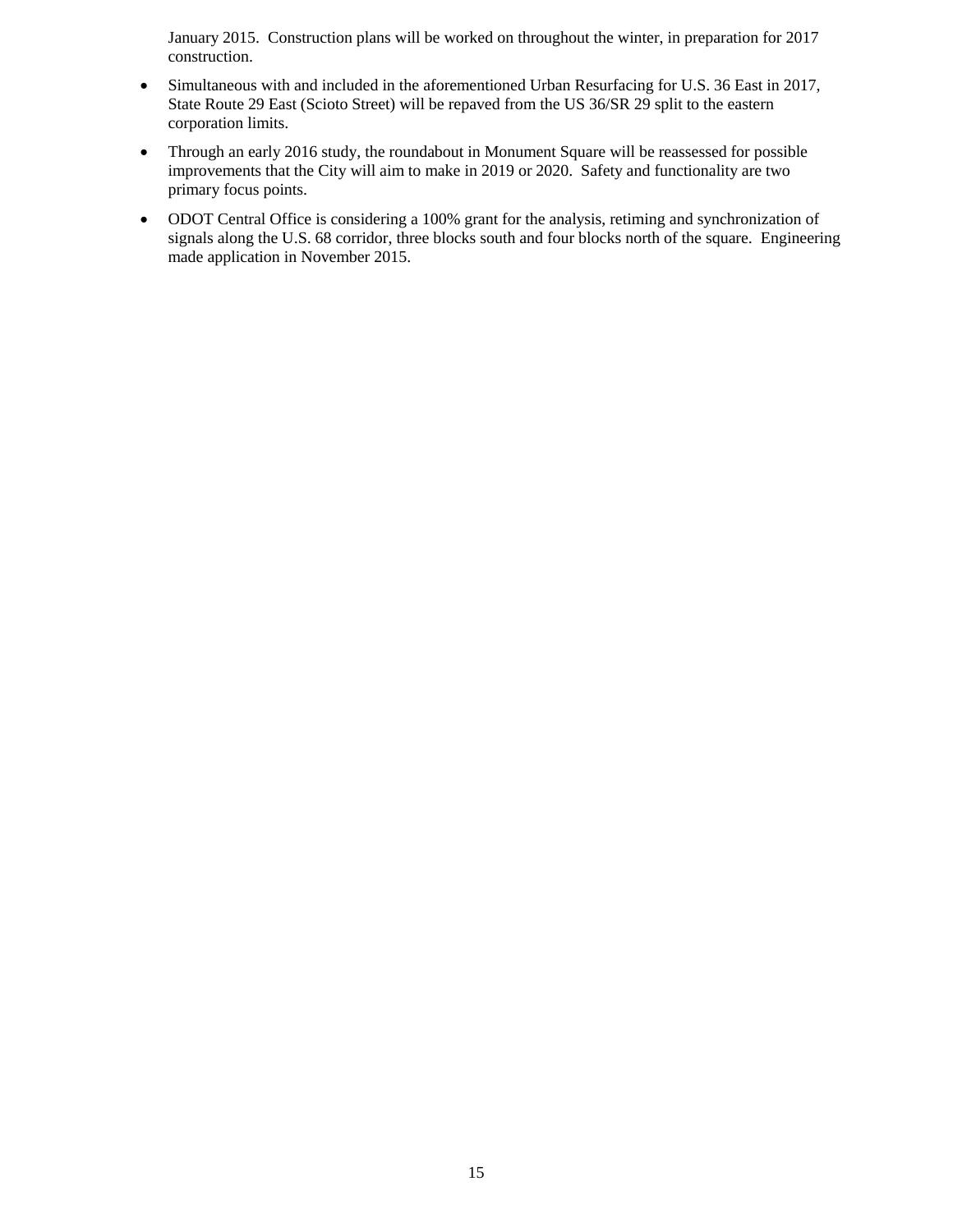January 2015. Construction plans will be worked on throughout the winter, in preparation for 2017 construction.

- Simultaneous with and included in the aforementioned Urban Resurfacing for U.S. 36 East in 2017, State Route 29 East (Scioto Street) will be repaved from the US 36/SR 29 split to the eastern corporation limits.
- Through an early 2016 study, the roundabout in Monument Square will be reassessed for possible improvements that the City will aim to make in 2019 or 2020. Safety and functionality are two primary focus points.
- ODOT Central Office is considering a 100% grant for the analysis, retiming and synchronization of signals along the U.S. 68 corridor, three blocks south and four blocks north of the square. Engineering made application in November 2015.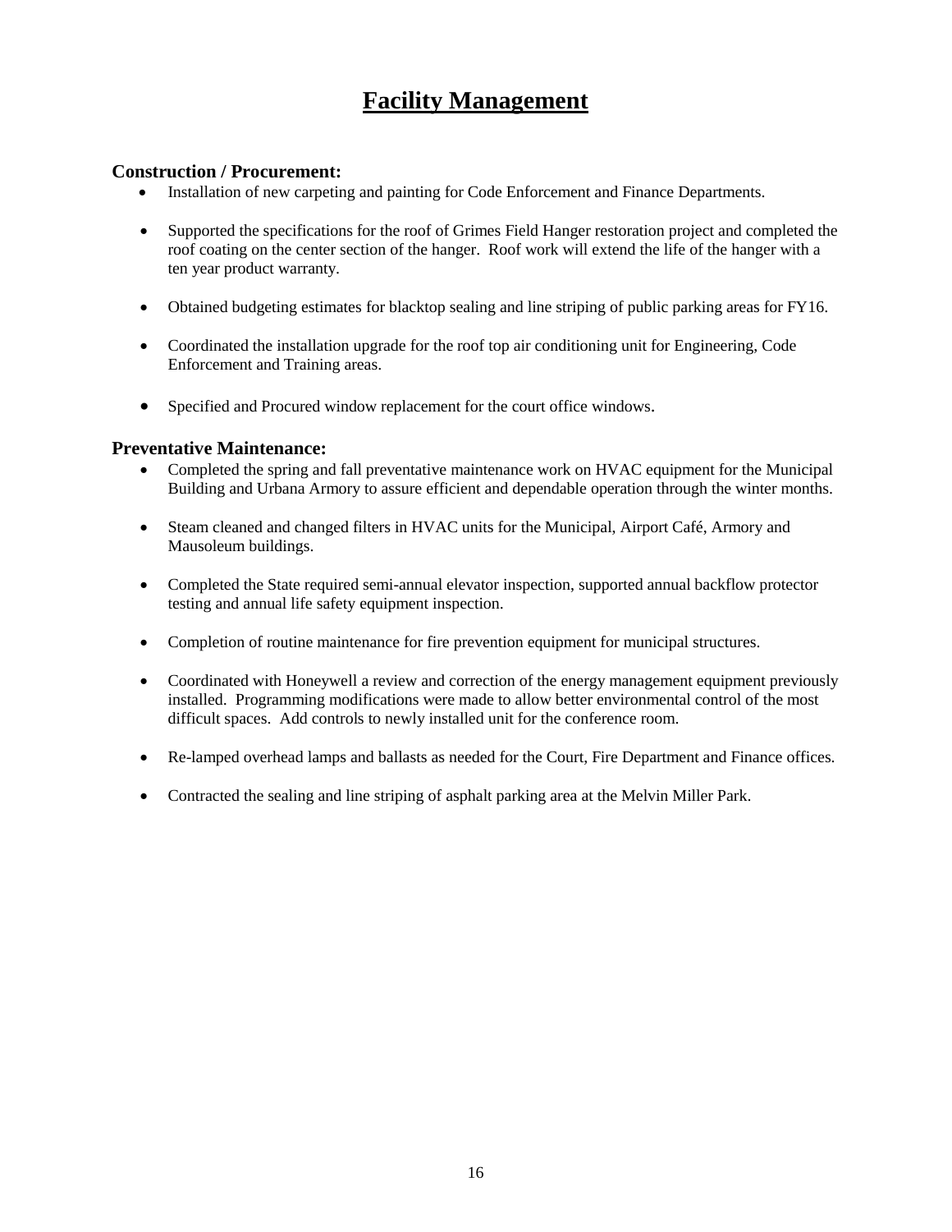# Facility Management

### Construction / Procurement:

- Installation of new carpeting and painting for Code Enforcement and Finance Departments.
- Supported the specifications for the roof of Grimes Field Hanger restoration project and completed the roof coating on the center section of the hanger. Roof work will extend the life of the hanger with a ten year product warranty.
- Obtained budgeting estimates for blacktop sealing and line striping of public parking areas for FY16.
- Coordinated the installation upgrade for the roof top air conditioning unit for Engineering, Code Enforcement and Training areas.
- Specified and Procured window replacement for the court office windows.

### Preventative Maintenance:

- Completed the spring and fall preventative maintenance work on HVAC equipment for the Municipal Building and Urbana Armory to assure efficient and dependable operation through the winter months.
- Steam cleaned and changed filters in HVAC units for the Municipal, Airport Café, Armory and Mausoleum buildings.
- Completed the State required semi-annual elevator inspection, supported annual backflow protector testing and annual life safety equipment inspection.
- Completion of routine maintenance for fire prevention equipment for municipal structures.
- Coordinated with Honeywell a review and correction of the energy management equipment previously installed. Programming modifications were made to allow better environmental control of the most difficult spaces. Add controls to newly installed unit for the conference room.
- Re-lamped overhead lamps and ballasts as needed for the Court, Fire Department and Finance offices.
- Contracted the sealing and line striping of asphalt parking area at the Melvin Miller Park.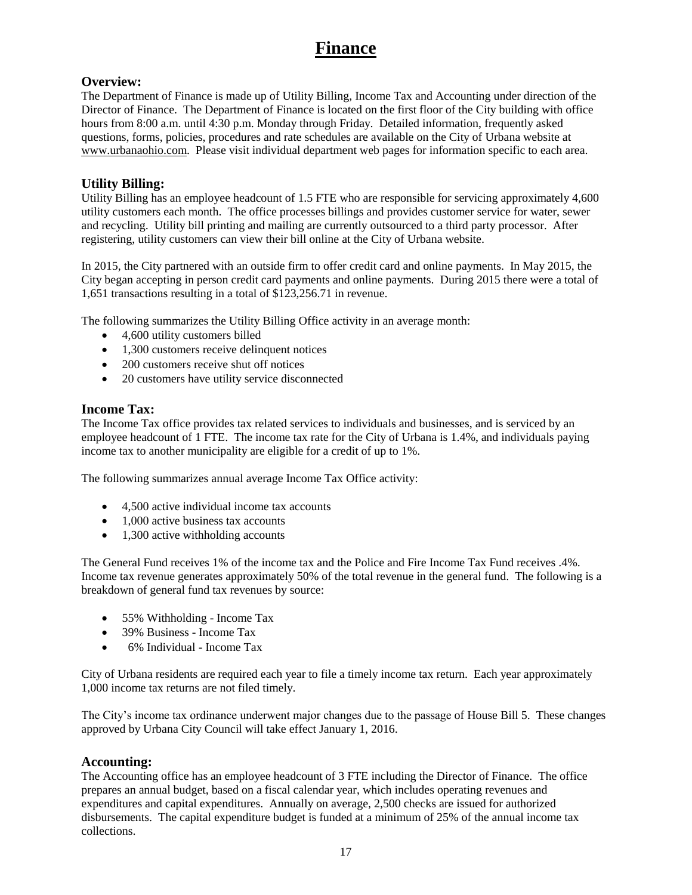# Finance

## Overview:

The Department of Finance is made up of Utility Billing, Income Tax and Accounting under direction of the Director of Finance. The Department of Finance is located on the first floor of the City building with office hours from 8:00 a.m. until 4:30 p.m. Monday through Friday. Detailed information, frequently asked questions, forms, policies, procedures and rate schedules are available on the City of Urbana website at www.urbanaohio.com. Please visit individual department web pages for information specific to each area.

## Utility Billing:

Utility Billing has an employee headcount of 1.5 FTE who are responsible for servicing approximately 4,600 utility customers each month. The office processes billings and provides customer service for water, sewer and recycling. Utility bill printing and mailing are currently outsourced to a third party processor. After registering, utility customers can view their bill online at the City of Urbana website.

In 2015, the City partnered with an outside firm to offer credit card and online payments. In May 2015, the City began accepting in person credit card payments and online payments. During 2015 there were a total of 1,651 transactions resulting in a total of $123,256.71 in revenue.

The following summarizes the Utility Billing Office activity in an average month:

- 4,600 utility customers billed
- 1,300 customers receive delinquent notices
- 200 customers receive shut off notices
- 20 customers have utility service disconnected

## Income Tax:

The Income Tax office provides tax related services to individuals and businesses, and is serviced by an employee headcount of 1 FTE. The income tax rate for the City of Urbana is 1.4%, and individuals paying income tax to another municipality are eligible for a credit of up to 1%.

The following summarizes annual average Income Tax Office activity:

- 4,500 active individual income tax accounts
- 1,000 active business tax accounts
- 1,300 active withholding accounts

The General Fund receives 1% of the income tax and the Police and Fire Income Tax Fund receives .4%. Income tax revenue generates approximately 50% of the total revenue in the general fund. The following is a breakdown of general fund tax revenues by source:

- 55% Withholding - Income Tax
- 39% Business - Income Tax
- 6% Individual - Income Tax

City of Urbana residents are required each year to file a timely income tax return. Each year approximately 1,000 income tax returns are not filed timely.

The City's income tax ordinance underwent major changes due to the passage of House Bill 5. These changes approved by Urbana City Council will take effect January 1, 2016.

## Accounting:

The Accounting office has an employee headcount of 3 FTE including the Director of Finance. The office prepares an annual budget, based on a fiscal calendar year, which includes operating revenues and expenditures and capital expenditures. Annually on average, 2,500 checks are issued for authorized disbursements. The capital expenditure budget is funded at a minimum of 25% of the annual income tax collections.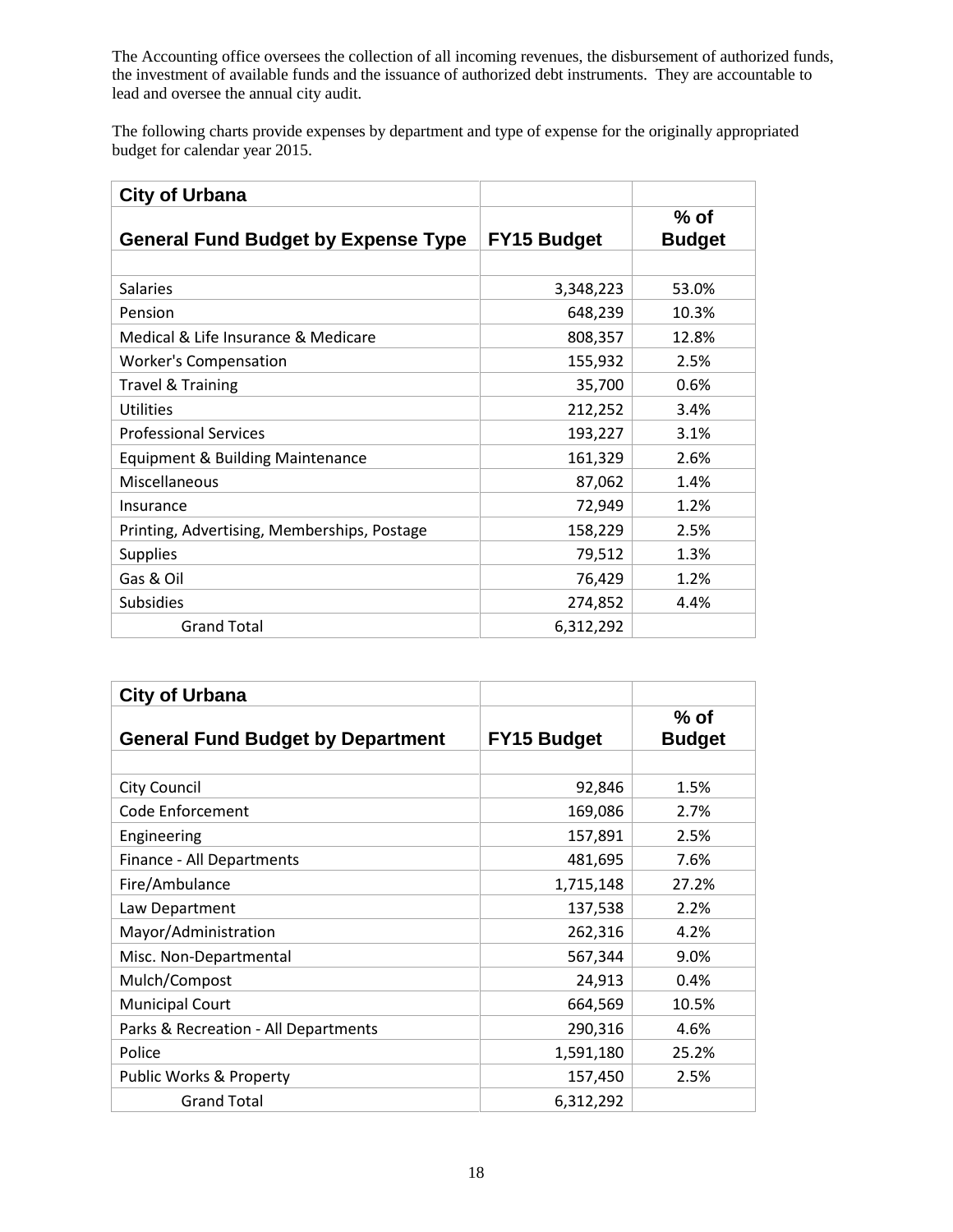The Accounting office oversees the collection of all incoming revenues, the disbursement of authorized funds, the investment of available funds and the issuance of authorized debt instruments. They are accountable to lead and oversee the annual city audit.

The following charts provide expenses by department and type of expense for the originally appropriated budget for calendar year 2015.

| **City of Urbana** | | |
|---|---|---|
| **General Fund Budget by Expense Type** | **FY15 Budget** | **% of Budget** |
| | | |
| Salaries | 3,348,223 | 53.0% |
| Pension | 648,239 | 10.3% |
| Medical & Life Insurance & Medicare | 808,357 | 12.8% |
| Worker's Compensation | 155,932 | 2.5% |
| Travel & Training | 35,700 | 0.6% |
| Utilities | 212,252 | 3.4% |
| Professional Services | 193,227 | 3.1% |
| Equipment & Building Maintenance | 161,329 | 2.6% |
| Miscellaneous | 87,062 | 1.4% |
| Insurance | 72,949 | 1.2% |
| Printing, Advertising, Memberships, Postage | 158,229 | 2.5% |
| Supplies | 79,512 | 1.3% |
| Gas & Oil | 76,429 | 1.2% |
| Subsidies | 274,852 | 4.4% |
| Grand Total | 6,312,292 | |

| **City of Urbana** | | |
|---|---|---|
| **General Fund Budget by Department** | **FY15 Budget** | **% of Budget** |
| | | |
| City Council | 92,846 | 1.5% |
| Code Enforcement | 169,086 | 2.7% |
| Engineering | 157,891 | 2.5% |
| Finance - All Departments | 481,695 | 7.6% |
| Fire/Ambulance | 1,715,148 | 27.2% |
| Law Department | 137,538 | 2.2% |
| Mayor/Administration | 262,316 | 4.2% |
| Misc. Non-Departmental | 567,344 | 9.0% |
| Mulch/Compost | 24,913 | 0.4% |
| Municipal Court | 664,569 | 10.5% |
| Parks & Recreation - All Departments | 290,316 | 4.6% |
| Police | 1,591,180 | 25.2% |
| Public Works & Property | 157,450 | 2.5% |
| Grand Total | 6,312,292 | |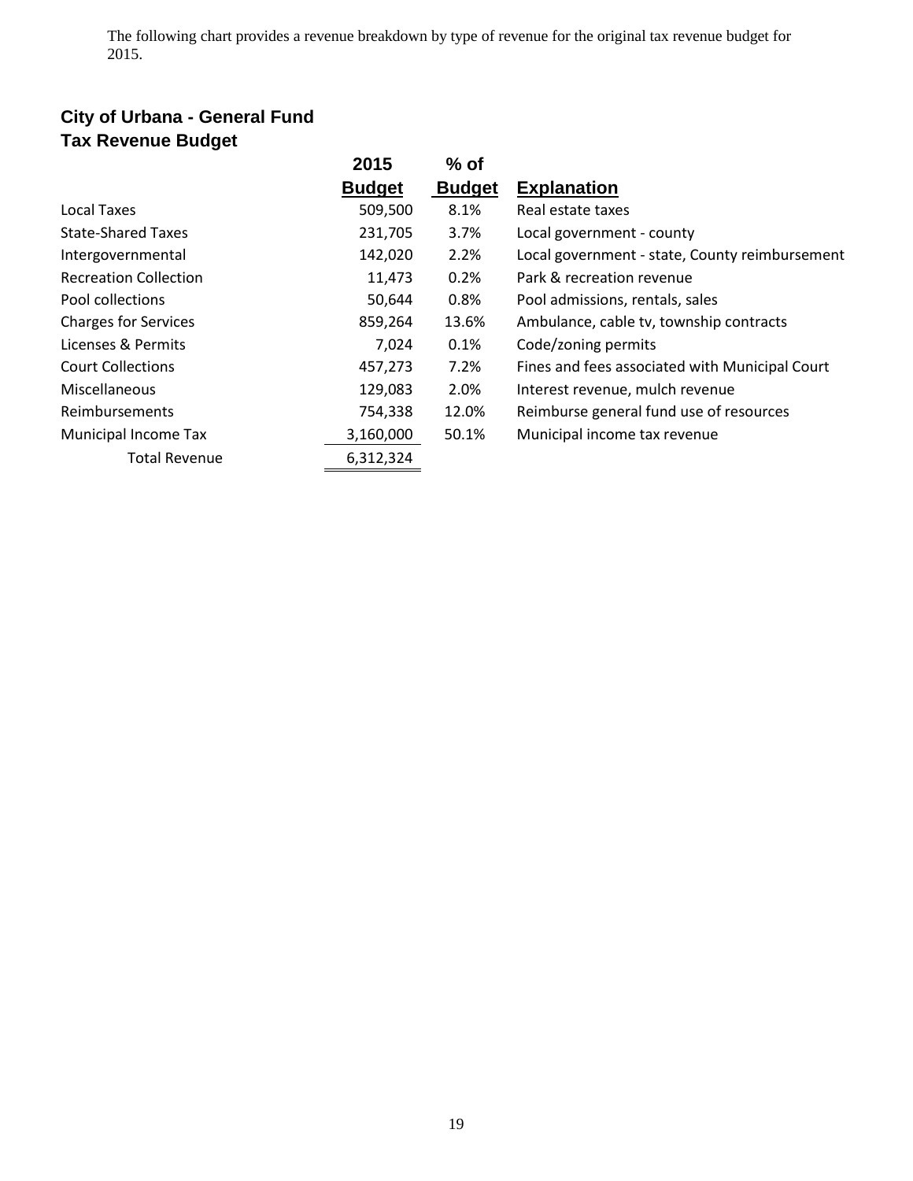The following chart provides a revenue breakdown by type of revenue for the original tax revenue budget for 2015.

## City of Urbana - General Fund
## Tax Revenue Budget

| | 2015 Budget | % of Budget | Explanation |
|---|---|---|---|
| Local Taxes | 509,500 | 8.1% | Real estate taxes |
| State-Shared Taxes | 231,705 | 3.7% | Local government - county |
| Intergovernmental | 142,020 | 2.2% | Local government - state, County reimbursement |
| Recreation Collection | 11,473 | 0.2% | Park & recreation revenue |
| Pool collections | 50,644 | 0.8% | Pool admissions, rentals, sales |
| Charges for Services | 859,264 | 13.6% | Ambulance, cable tv, township contracts |
| Licenses & Permits | 7,024 | 0.1% | Code/zoning permits |
| Court Collections | 457,273 | 7.2% | Fines and fees associated with Municipal Court |
| Miscellaneous | 129,083 | 2.0% | Interest revenue, mulch revenue |
| Reimbursements | 754,338 | 12.0% | Reimburse general fund use of resources |
| Municipal Income Tax | 3,160,000 | 50.1% | Municipal income tax revenue |
| Total Revenue | 6,312,324 | | |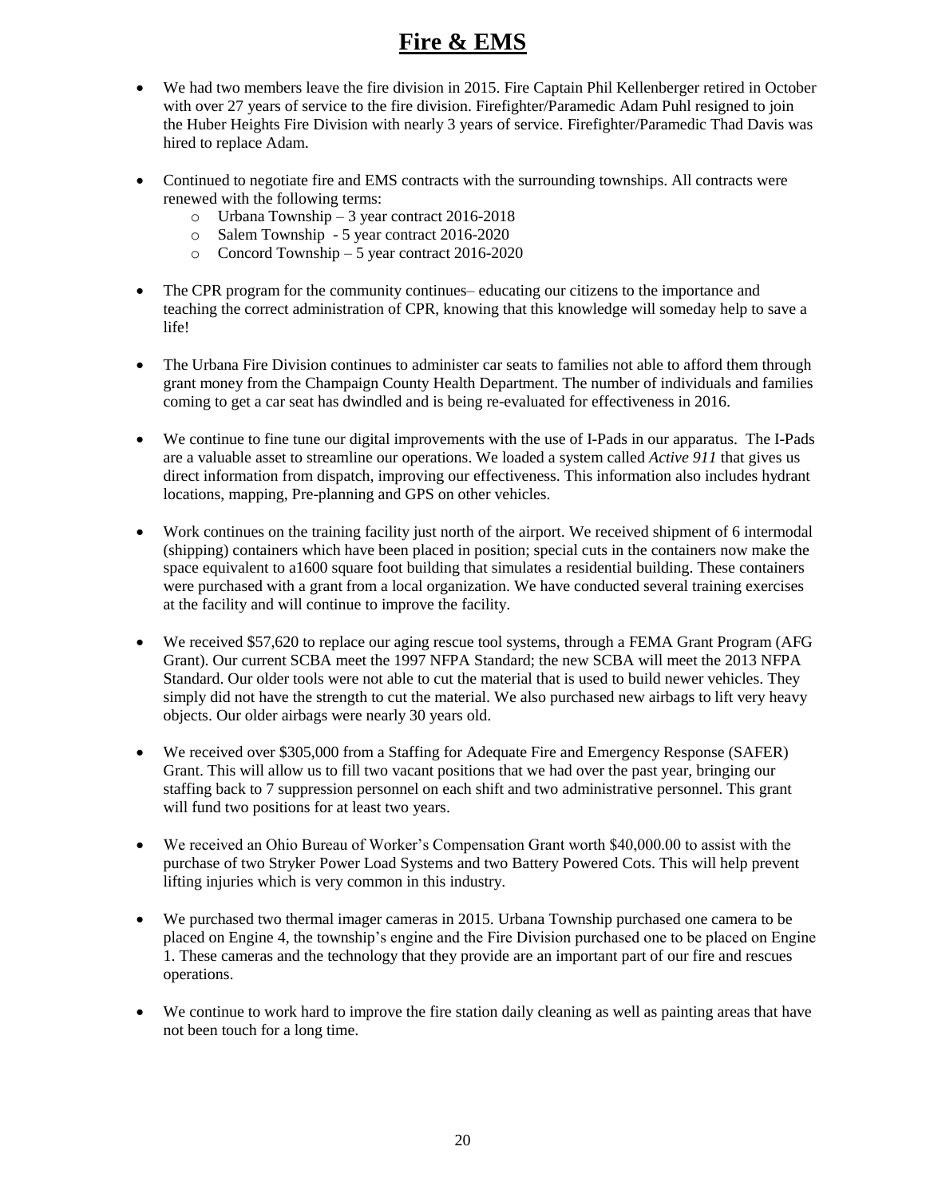# Fire & EMS

- We had two members leave the fire division in 2015. Fire Captain Phil Kellenberger retired in October with over 27 years of service to the fire division. Firefighter/Paramedic Adam Puhl resigned to join the Huber Heights Fire Division with nearly 3 years of service. Firefighter/Paramedic Thad Davis was hired to replace Adam.

- Continued to negotiate fire and EMS contracts with the surrounding townships. All contracts were renewed with the following terms:
  - Urbana Township – 3 year contract 2016-2018
  - Salem Township - 5 year contract 2016-2020
  - Concord Township – 5 year contract 2016-2020

- The CPR program for the community continues– educating our citizens to the importance and teaching the correct administration of CPR, knowing that this knowledge will someday help to save a life!

- The Urbana Fire Division continues to administer car seats to families not able to afford them through grant money from the Champaign County Health Department. The number of individuals and families coming to get a car seat has dwindled and is being re-evaluated for effectiveness in 2016.

- We continue to fine tune our digital improvements with the use of I-Pads in our apparatus. The I-Pads are a valuable asset to streamline our operations. We loaded a system called *Active 911* that gives us direct information from dispatch, improving our effectiveness. This information also includes hydrant locations, mapping, Pre-planning and GPS on other vehicles.

- Work continues on the training facility just north of the airport. We received shipment of 6 intermodal (shipping) containers which have been placed in position; special cuts in the containers now make the space equivalent to a1600 square foot building that simulates a residential building. These containers were purchased with a grant from a local organization. We have conducted several training exercises at the facility and will continue to improve the facility.

- We received $57,620 to replace our aging rescue tool systems, through a FEMA Grant Program (AFG Grant). Our current SCBA meet the 1997 NFPA Standard; the new SCBA will meet the 2013 NFPA Standard. Our older tools were not able to cut the material that is used to build newer vehicles. They simply did not have the strength to cut the material. We also purchased new airbags to lift very heavy objects. Our older airbags were nearly 30 years old.

- We received over $305,000 from a Staffing for Adequate Fire and Emergency Response (SAFER) Grant. This will allow us to fill two vacant positions that we had over the past year, bringing our staffing back to 7 suppression personnel on each shift and two administrative personnel. This grant will fund two positions for at least two years.

- We received an Ohio Bureau of Worker's Compensation Grant worth $40,000.00 to assist with the purchase of two Stryker Power Load Systems and two Battery Powered Cots. This will help prevent lifting injuries which is very common in this industry.

- We purchased two thermal imager cameras in 2015. Urbana Township purchased one camera to be placed on Engine 4, the township's engine and the Fire Division purchased one to be placed on Engine 1. These cameras and the technology that they provide are an important part of our fire and rescues operations.

- We continue to work hard to improve the fire station daily cleaning as well as painting areas that have not been touch for a long time.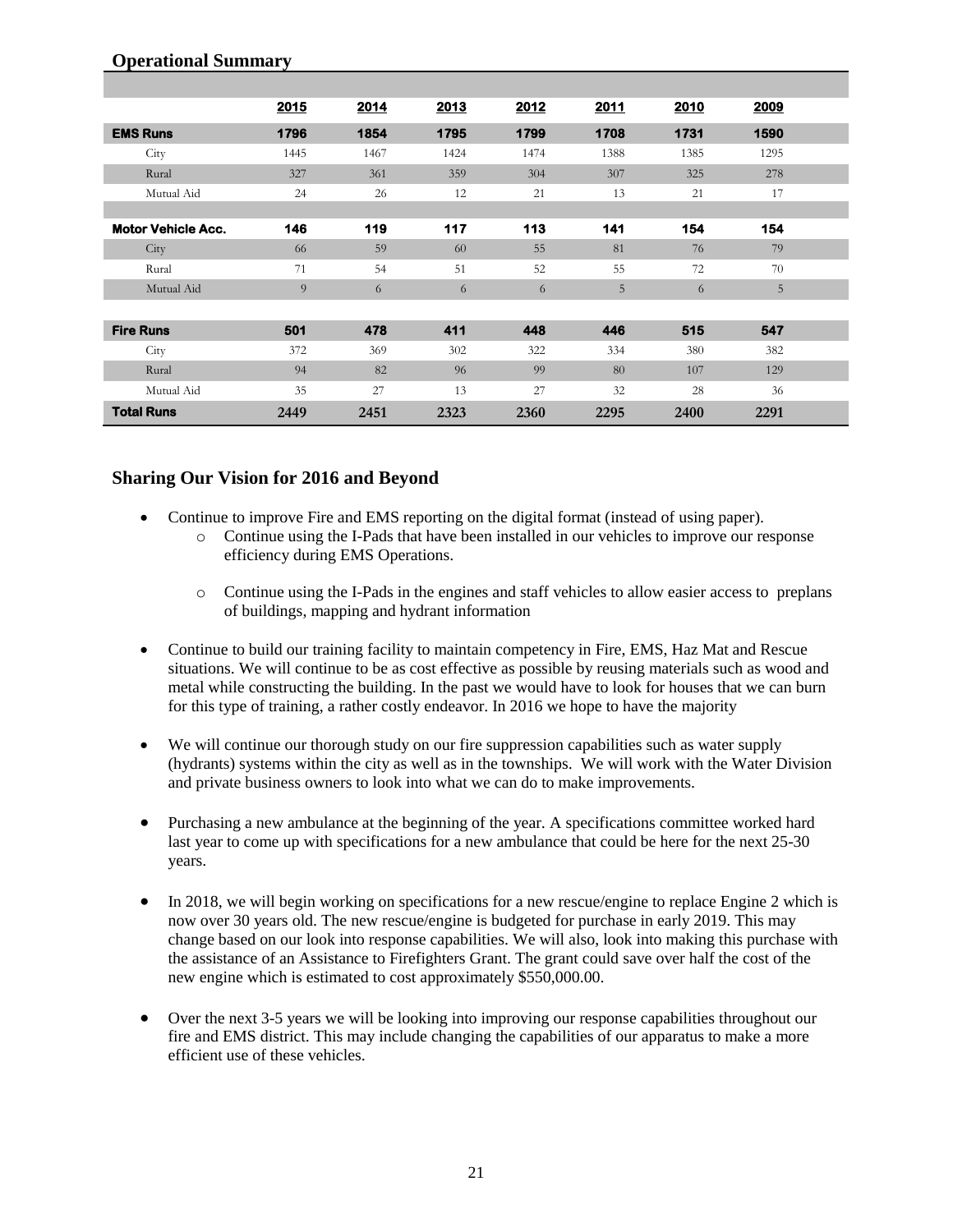## Operational Summary

| | 2015 | 2014 | 2013 | 2012 | 2011 | 2010 | 2009 |
|---|---|---|---|---|---|---|---|
| **EMS Runs** | **1796** | **1854** | **1795** | **1799** | **1708** | **1731** | **1590** |
| City | 1445 | 1467 | 1424 | 1474 | 1388 | 1385 | 1295 |
| Rural | 327 | 361 | 359 | 304 | 307 | 325 | 278 |
| Mutual Aid | 24 | 26 | 12 | 21 | 13 | 21 | 17 |
| **Motor Vehicle Acc.** | **146** | **119** | **117** | **113** | **141** | **154** | **154** |
| City | 66 | 59 | 60 | 55 | 81 | 76 | 79 |
| Rural | 71 | 54 | 51 | 52 | 55 | 72 | 70 |
| Mutual Aid | 9 | 6 | 6 | 6 | 5 | 6 | 5 |
| **Fire Runs** | **501** | **478** | **411** | **448** | **446** | **515** | **547** |
| City | 372 | 369 | 302 | 322 | 334 | 380 | 382 |
| Rural | 94 | 82 | 96 | 99 | 80 | 107 | 129 |
| Mutual Aid | 35 | 27 | 13 | 27 | 32 | 28 | 36 |
| **Total Runs** | **2449** | **2451** | **2323** | **2360** | **2295** | **2400** | **2291** |

## Sharing Our Vision for 2016 and Beyond

- Continue to improve Fire and EMS reporting on the digital format (instead of using paper).
  - Continue using the I-Pads that have been installed in our vehicles to improve our response efficiency during EMS Operations.
  - Continue using the I-Pads in the engines and staff vehicles to allow easier access to preplans of buildings, mapping and hydrant information
- Continue to build our training facility to maintain competency in Fire, EMS, Haz Mat and Rescue situations. We will continue to be as cost effective as possible by reusing materials such as wood and metal while constructing the building. In the past we would have to look for houses that we can burn for this type of training, a rather costly endeavor. In 2016 we hope to have the majority
- We will continue our thorough study on our fire suppression capabilities such as water supply (hydrants) systems within the city as well as in the townships. We will work with the Water Division and private business owners to look into what we can do to make improvements.
- Purchasing a new ambulance at the beginning of the year. A specifications committee worked hard last year to come up with specifications for a new ambulance that could be here for the next 25-30 years.
- In 2018, we will begin working on specifications for a new rescue/engine to replace Engine 2 which is now over 30 years old. The new rescue/engine is budgeted for purchase in early 2019. This may change based on our look into response capabilities. We will also, look into making this purchase with the assistance of an Assistance to Firefighters Grant. The grant could save over half the cost of the new engine which is estimated to cost approximately $550,000.00.
- Over the next 3-5 years we will be looking into improving our response capabilities throughout our fire and EMS district. This may include changing the capabilities of our apparatus to make a more efficient use of these vehicles.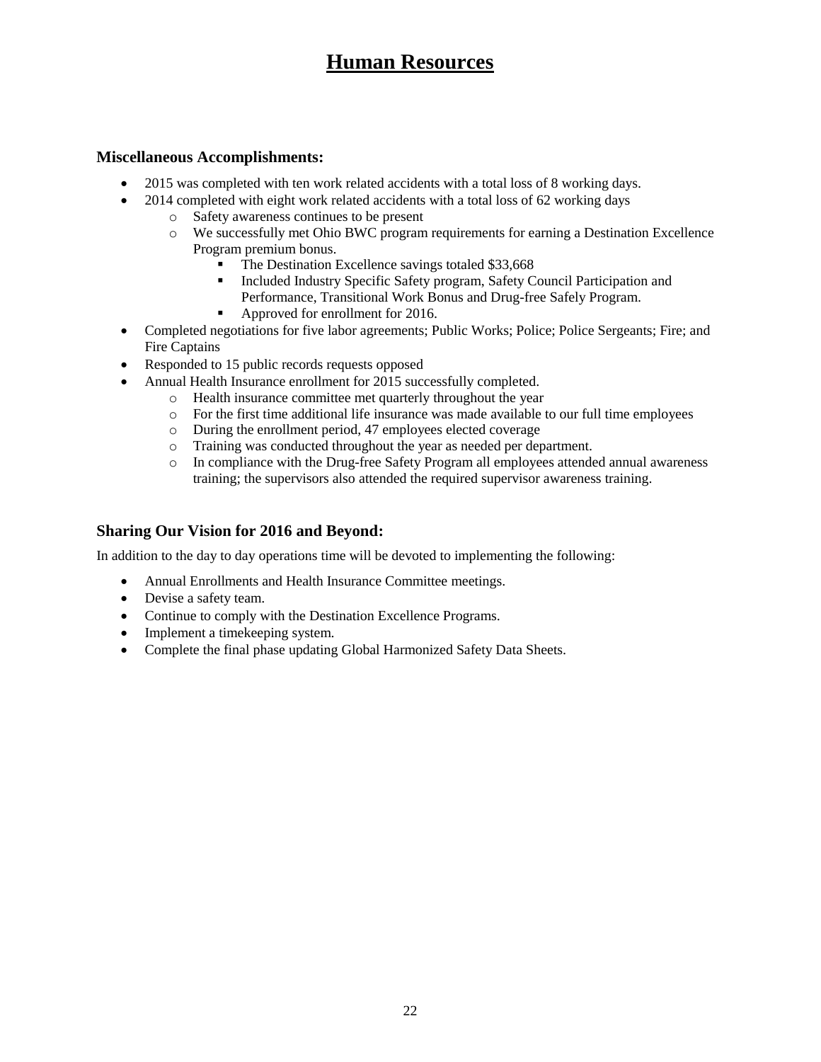# Human Resources

### Miscellaneous Accomplishments:

- 2015 was completed with ten work related accidents with a total loss of 8 working days.
- 2014 completed with eight work related accidents with a total loss of 62 working days
    - Safety awareness continues to be present
    - We successfully met Ohio BWC program requirements for earning a Destination Excellence Program premium bonus.
        - The Destination Excellence savings totaled $33,668
        - Included Industry Specific Safety program, Safety Council Participation and Performance, Transitional Work Bonus and Drug-free Safely Program.
        - Approved for enrollment for 2016.
- Completed negotiations for five labor agreements; Public Works; Police; Police Sergeants; Fire; and Fire Captains
- Responded to 15 public records requests opposed
- Annual Health Insurance enrollment for 2015 successfully completed.
    - Health insurance committee met quarterly throughout the year
    - For the first time additional life insurance was made available to our full time employees
    - During the enrollment period, 47 employees elected coverage
    - Training was conducted throughout the year as needed per department.
    - In compliance with the Drug-free Safety Program all employees attended annual awareness training; the supervisors also attended the required supervisor awareness training.

### Sharing Our Vision for 2016 and Beyond:

In addition to the day to day operations time will be devoted to implementing the following:

- Annual Enrollments and Health Insurance Committee meetings.
- Devise a safety team.
- Continue to comply with the Destination Excellence Programs.
- Implement a timekeeping system.
- Complete the final phase updating Global Harmonized Safety Data Sheets.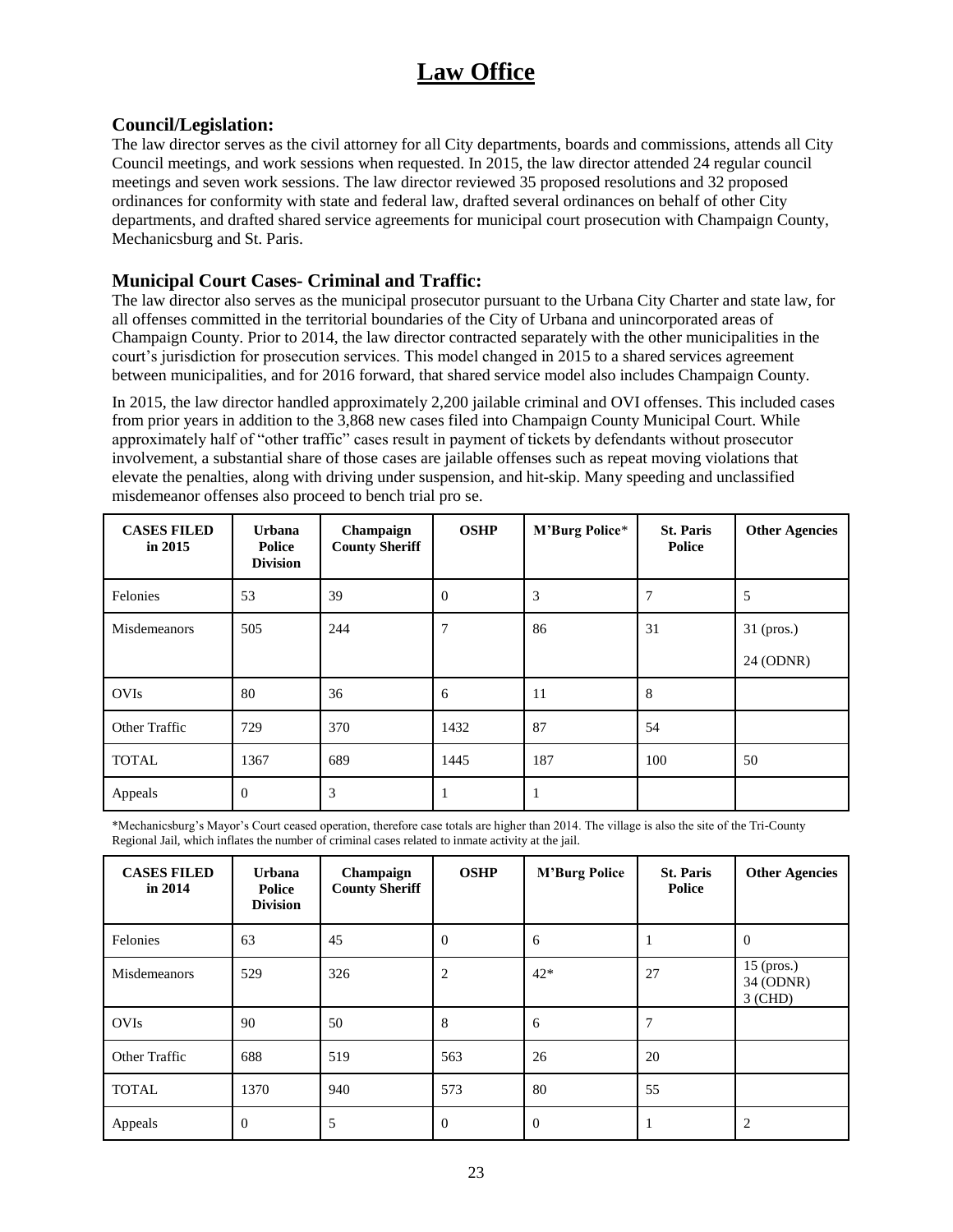# Law Office

### Council/Legislation:

The law director serves as the civil attorney for all City departments, boards and commissions, attends all City Council meetings, and work sessions when requested. In 2015, the law director attended 24 regular council meetings and seven work sessions. The law director reviewed 35 proposed resolutions and 32 proposed ordinances for conformity with state and federal law, drafted several ordinances on behalf of other City departments, and drafted shared service agreements for municipal court prosecution with Champaign County, Mechanicsburg and St. Paris.

### Municipal Court Cases- Criminal and Traffic:

The law director also serves as the municipal prosecutor pursuant to the Urbana City Charter and state law, for all offenses committed in the territorial boundaries of the City of Urbana and unincorporated areas of Champaign County. Prior to 2014, the law director contracted separately with the other municipalities in the court's jurisdiction for prosecution services. This model changed in 2015 to a shared services agreement between municipalities, and for 2016 forward, that shared service model also includes Champaign County.

In 2015, the law director handled approximately 2,200 jailable criminal and OVI offenses. This included cases from prior years in addition to the 3,868 new cases filed into Champaign County Municipal Court. While approximately half of "other traffic" cases result in payment of tickets by defendants without prosecutor involvement, a substantial share of those cases are jailable offenses such as repeat moving violations that elevate the penalties, along with driving under suspension, and hit-skip. Many speeding and unclassified misdemeanor offenses also proceed to bench trial pro se.

| CASES FILED in 2015 | Urbana Police Division | Champaign County Sheriff | OSHP | M'Burg Police* | St. Paris Police | Other Agencies |
|---|---|---|---|---|---|---|
| Felonies | 53 | 39 | 0 | 3 | 7 | 5 |
| Misdemeanors | 505 | 244 | 7 | 86 | 31 | 31 (pros.) 24 (ODNR) |
| OVIs | 80 | 36 | 6 | 11 | 8 | |
| Other Traffic | 729 | 370 | 1432 | 87 | 54 | |
| TOTAL | 1367 | 689 | 1445 | 187 | 100 | 50 |
| Appeals | 0 | 3 | 1 | 1 | | |

*Mechanicsburg's Mayor's Court ceased operation, therefore case totals are higher than 2014. The village is also the site of the Tri-County Regional Jail, which inflates the number of criminal cases related to inmate activity at the jail.

| CASES FILED in 2014 | Urbana Police Division | Champaign County Sheriff | OSHP | M'Burg Police | St. Paris Police | Other Agencies |
|---|---|---|---|---|---|---|
| Felonies | 63 | 45 | 0 | 6 | 1 | 0 |
| Misdemeanors | 529 | 326 | 2 | 42* | 27 | 15 (pros.) 34 (ODNR) 3 (CHD) |
| OVIs | 90 | 50 | 8 | 6 | 7 | |
| Other Traffic | 688 | 519 | 563 | 26 | 20 | |
| TOTAL | 1370 | 940 | 573 | 80 | 55 | |
| Appeals | 0 | 5 | 0 | 0 | 1 | 2 |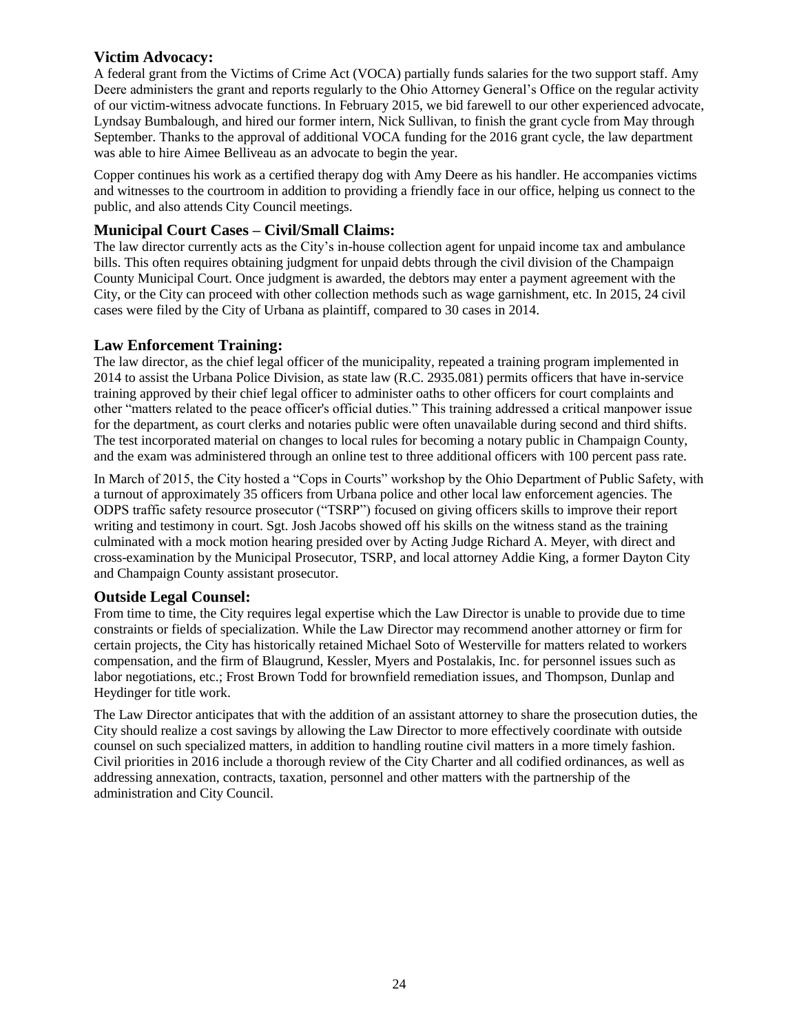### Victim Advocacy:

A federal grant from the Victims of Crime Act (VOCA) partially funds salaries for the two support staff. Amy Deere administers the grant and reports regularly to the Ohio Attorney General's Office on the regular activity of our victim-witness advocate functions. In February 2015, we bid farewell to our other experienced advocate, Lyndsay Bumbalough, and hired our former intern, Nick Sullivan, to finish the grant cycle from May through September. Thanks to the approval of additional VOCA funding for the 2016 grant cycle, the law department was able to hire Aimee Belliveau as an advocate to begin the year.

Copper continues his work as a certified therapy dog with Amy Deere as his handler. He accompanies victims and witnesses to the courtroom in addition to providing a friendly face in our office, helping us connect to the public, and also attends City Council meetings.

### Municipal Court Cases – Civil/Small Claims:

The law director currently acts as the City's in-house collection agent for unpaid income tax and ambulance bills. This often requires obtaining judgment for unpaid debts through the civil division of the Champaign County Municipal Court. Once judgment is awarded, the debtors may enter a payment agreement with the City, or the City can proceed with other collection methods such as wage garnishment, etc. In 2015, 24 civil cases were filed by the City of Urbana as plaintiff, compared to 30 cases in 2014.

### Law Enforcement Training:

The law director, as the chief legal officer of the municipality, repeated a training program implemented in 2014 to assist the Urbana Police Division, as state law (R.C. 2935.081) permits officers that have in-service training approved by their chief legal officer to administer oaths to other officers for court complaints and other "matters related to the peace officer's official duties." This training addressed a critical manpower issue for the department, as court clerks and notaries public were often unavailable during second and third shifts. The test incorporated material on changes to local rules for becoming a notary public in Champaign County, and the exam was administered through an online test to three additional officers with 100 percent pass rate.

In March of 2015, the City hosted a "Cops in Courts" workshop by the Ohio Department of Public Safety, with a turnout of approximately 35 officers from Urbana police and other local law enforcement agencies. The ODPS traffic safety resource prosecutor ("TSRP") focused on giving officers skills to improve their report writing and testimony in court. Sgt. Josh Jacobs showed off his skills on the witness stand as the training culminated with a mock motion hearing presided over by Acting Judge Richard A. Meyer, with direct and cross-examination by the Municipal Prosecutor, TSRP, and local attorney Addie King, a former Dayton City and Champaign County assistant prosecutor.

### Outside Legal Counsel:

From time to time, the City requires legal expertise which the Law Director is unable to provide due to time constraints or fields of specialization. While the Law Director may recommend another attorney or firm for certain projects, the City has historically retained Michael Soto of Westerville for matters related to workers compensation, and the firm of Blaugrund, Kessler, Myers and Postalakis, Inc. for personnel issues such as labor negotiations, etc.; Frost Brown Todd for brownfield remediation issues, and Thompson, Dunlap and Heydinger for title work.

The Law Director anticipates that with the addition of an assistant attorney to share the prosecution duties, the City should realize a cost savings by allowing the Law Director to more effectively coordinate with outside counsel on such specialized matters, in addition to handling routine civil matters in a more timely fashion. Civil priorities in 2016 include a thorough review of the City Charter and all codified ordinances, as well as addressing annexation, contracts, taxation, personnel and other matters with the partnership of the administration and City Council.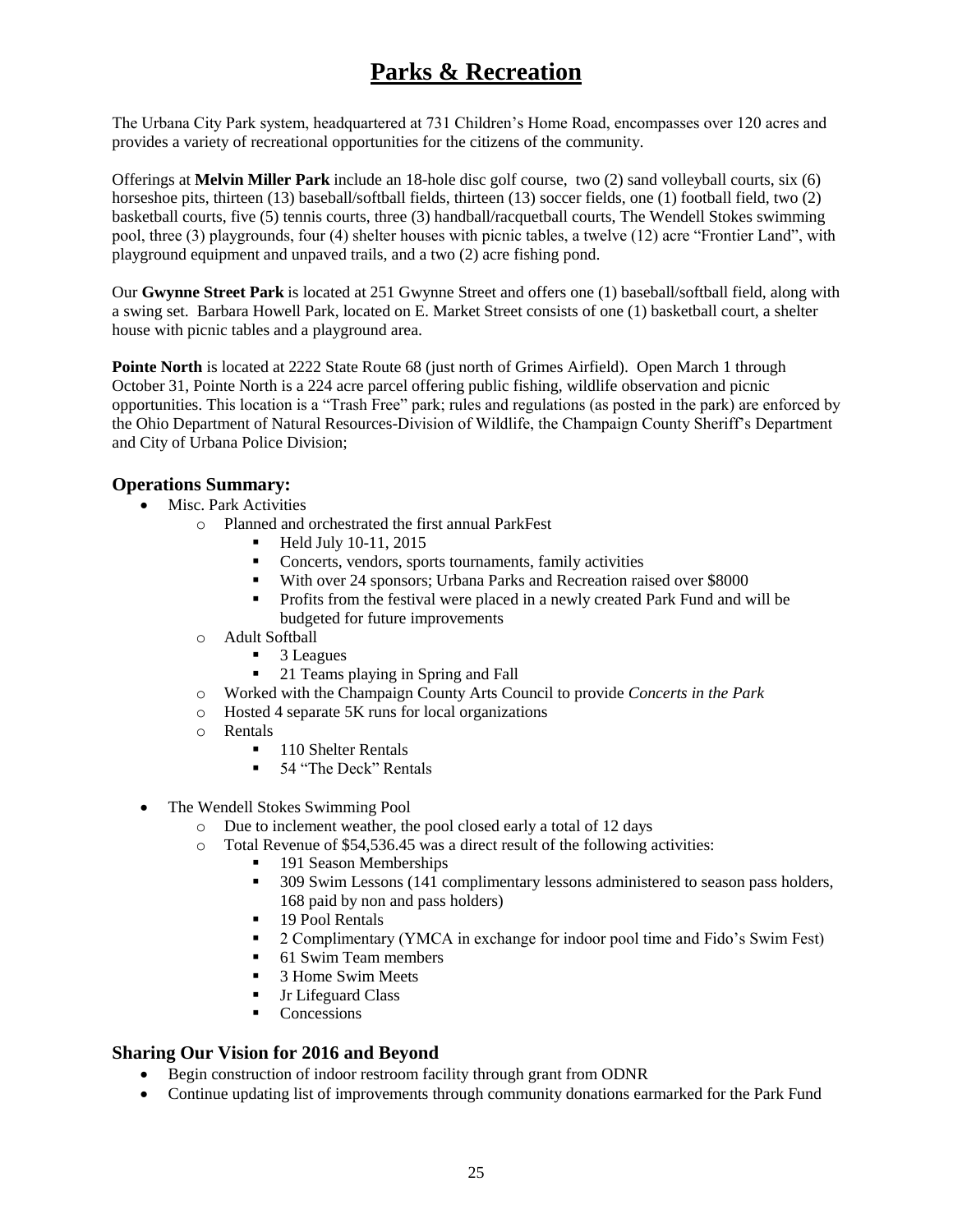# Parks & Recreation

The Urbana City Park system, headquartered at 731 Children's Home Road, encompasses over 120 acres and provides a variety of recreational opportunities for the citizens of the community.

Offerings at **Melvin Miller Park** include an 18-hole disc golf course, two (2) sand volleyball courts, six (6) horseshoe pits, thirteen (13) baseball/softball fields, thirteen (13) soccer fields, one (1) football field, two (2) basketball courts, five (5) tennis courts, three (3) handball/racquetball courts, The Wendell Stokes swimming pool, three (3) playgrounds, four (4) shelter houses with picnic tables, a twelve (12) acre "Frontier Land", with playground equipment and unpaved trails, and a two (2) acre fishing pond.

Our **Gwynne Street Park** is located at 251 Gwynne Street and offers one (1) baseball/softball field, along with a swing set. Barbara Howell Park, located on E. Market Street consists of one (1) basketball court, a shelter house with picnic tables and a playground area.

**Pointe North** is located at 2222 State Route 68 (just north of Grimes Airfield). Open March 1 through October 31, Pointe North is a 224 acre parcel offering public fishing, wildlife observation and picnic opportunities. This location is a "Trash Free" park; rules and regulations (as posted in the park) are enforced by the Ohio Department of Natural Resources-Division of Wildlife, the Champaign County Sheriff's Department and City of Urbana Police Division;

## Operations Summary:

- Misc. Park Activities
  - Planned and orchestrated the first annual ParkFest
    - Held July 10-11, 2015
    - Concerts, vendors, sports tournaments, family activities
    - With over 24 sponsors; Urbana Parks and Recreation raised over $8000
    - Profits from the festival were placed in a newly created Park Fund and will be budgeted for future improvements
  - Adult Softball
    - 3 Leagues
    - 21 Teams playing in Spring and Fall
  - Worked with the Champaign County Arts Council to provide *Concerts in the Park*
  - Hosted 4 separate 5K runs for local organizations
  - Rentals
    - 110 Shelter Rentals
    - 54 "The Deck" Rentals

- The Wendell Stokes Swimming Pool
  - Due to inclement weather, the pool closed early a total of 12 days
  - Total Revenue of $54,536.45 was a direct result of the following activities:
    - 191 Season Memberships
    - 309 Swim Lessons (141 complimentary lessons administered to season pass holders, 168 paid by non and pass holders)
    - 19 Pool Rentals
    - 2 Complimentary (YMCA in exchange for indoor pool time and Fido's Swim Fest)
    - 61 Swim Team members
    - 3 Home Swim Meets
    - Jr Lifeguard Class
    - Concessions

## Sharing Our Vision for 2016 and Beyond

- Begin construction of indoor restroom facility through grant from ODNR
- Continue updating list of improvements through community donations earmarked for the Park Fund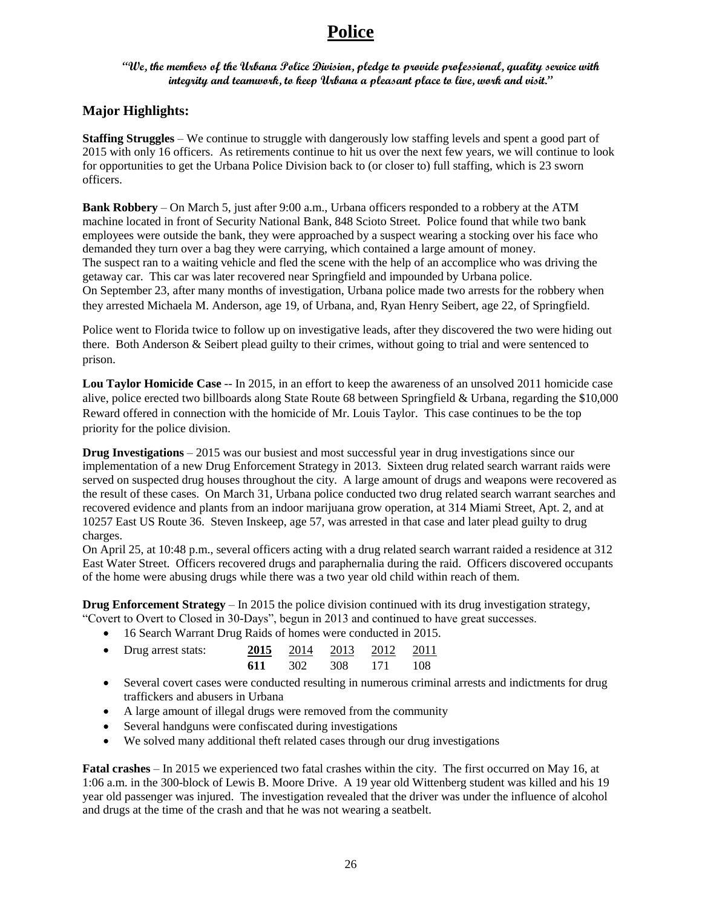# Police

***"We, the members of the Urbana Police Division, pledge to provide professional, quality service with integrity and teamwork, to keep Urbana a pleasant place to live, work and visit."***

## Major Highlights:

**Staffing Struggles** – We continue to struggle with dangerously low staffing levels and spent a good part of 2015 with only 16 officers. As retirements continue to hit us over the next few years, we will continue to look for opportunities to get the Urbana Police Division back to (or closer to) full staffing, which is 23 sworn officers.

**Bank Robbery** – On March 5, just after 9:00 a.m., Urbana officers responded to a robbery at the ATM machine located in front of Security National Bank, 848 Scioto Street. Police found that while two bank employees were outside the bank, they were approached by a suspect wearing a stocking over his face who demanded they turn over a bag they were carrying, which contained a large amount of money. The suspect ran to a waiting vehicle and fled the scene with the help of an accomplice who was driving the getaway car. This car was later recovered near Springfield and impounded by Urbana police. On September 23, after many months of investigation, Urbana police made two arrests for the robbery when they arrested Michaela M. Anderson, age 19, of Urbana, and, Ryan Henry Seibert, age 22, of Springfield.

Police went to Florida twice to follow up on investigative leads, after they discovered the two were hiding out there. Both Anderson & Seibert plead guilty to their crimes, without going to trial and were sentenced to prison.

**Lou Taylor Homicide Case** -- In 2015, in an effort to keep the awareness of an unsolved 2011 homicide case alive, police erected two billboards along State Route 68 between Springfield & Urbana, regarding the $10,000 Reward offered in connection with the homicide of Mr. Louis Taylor. This case continues to be the top priority for the police division.

**Drug Investigations** – 2015 was our busiest and most successful year in drug investigations since our implementation of a new Drug Enforcement Strategy in 2013. Sixteen drug related search warrant raids were served on suspected drug houses throughout the city. A large amount of drugs and weapons were recovered as the result of these cases. On March 31, Urbana police conducted two drug related search warrant searches and recovered evidence and plants from an indoor marijuana grow operation, at 314 Miami Street, Apt. 2, and at 10257 East US Route 36. Steven Inskeep, age 57, was arrested in that case and later plead guilty to drug charges.
On April 25, at 10:48 p.m., several officers acting with a drug related search warrant raided a residence at 312 East Water Street. Officers recovered drugs and paraphernalia during the raid. Officers discovered occupants of the home were abusing drugs while there was a two year old child within reach of them.

**Drug Enforcement Strategy** – In 2015 the police division continued with its drug investigation strategy, "Covert to Overt to Closed in 30-Days", begun in 2013 and continued to have great successes.

- 16 Search Warrant Drug Raids of homes were conducted in 2015.
- Drug arrest stats:

| **2015** | 2014 | 2013 | 2012 | 2011 |
|---|---|---|---|---|
| **611** | 302 | 308 | 171 | 108 |

- Several covert cases were conducted resulting in numerous criminal arrests and indictments for drug traffickers and abusers in Urbana
- A large amount of illegal drugs were removed from the community
- Several handguns were confiscated during investigations
- We solved many additional theft related cases through our drug investigations

**Fatal crashes** – In 2015 we experienced two fatal crashes within the city. The first occurred on May 16, at 1:06 a.m. in the 300-block of Lewis B. Moore Drive. A 19 year old Wittenberg student was killed and his 19 year old passenger was injured. The investigation revealed that the driver was under the influence of alcohol and drugs at the time of the crash and that he was not wearing a seatbelt.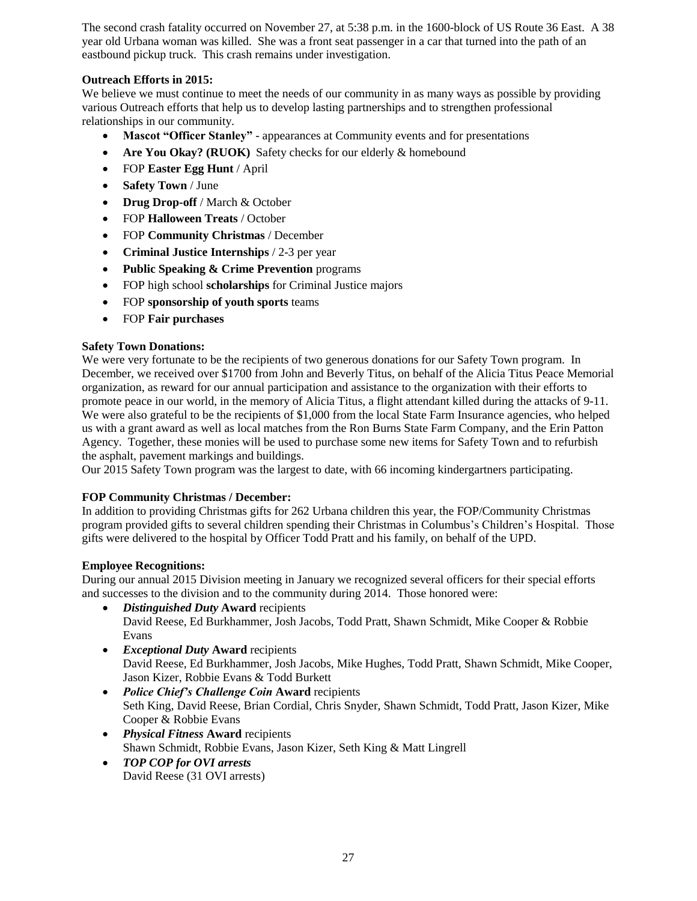The second crash fatality occurred on November 27, at 5:38 p.m. in the 1600-block of US Route 36 East. A 38 year old Urbana woman was killed. She was a front seat passenger in a car that turned into the path of an eastbound pickup truck. This crash remains under investigation.

**Outreach Efforts in 2015:**

We believe we must continue to meet the needs of our community in as many ways as possible by providing various Outreach efforts that help us to develop lasting partnerships and to strengthen professional relationships in our community.

- **Mascot "Officer Stanley"** - appearances at Community events and for presentations
- **Are You Okay? (RUOK)** Safety checks for our elderly & homebound
- FOP **Easter Egg Hunt** / April
- **Safety Town** / June
- **Drug Drop-off** / March & October
- FOP **Halloween Treats** / October
- FOP **Community Christmas** / December
- **Criminal Justice Internships** / 2-3 per year
- **Public Speaking & Crime Prevention** programs
- FOP high school **scholarships** for Criminal Justice majors
- FOP **sponsorship of youth sports** teams
- FOP **Fair purchases**

**Safety Town Donations:**

We were very fortunate to be the recipients of two generous donations for our Safety Town program. In December, we received over $1700 from John and Beverly Titus, on behalf of the Alicia Titus Peace Memorial organization, as reward for our annual participation and assistance to the organization with their efforts to promote peace in our world, in the memory of Alicia Titus, a flight attendant killed during the attacks of 9-11. We were also grateful to be the recipients of $1,000 from the local State Farm Insurance agencies, who helped us with a grant award as well as local matches from the Ron Burns State Farm Company, and the Erin Patton Agency. Together, these monies will be used to purchase some new items for Safety Town and to refurbish the asphalt, pavement markings and buildings.

Our 2015 Safety Town program was the largest to date, with 66 incoming kindergartners participating.

**FOP Community Christmas / December:**

In addition to providing Christmas gifts for 262 Urbana children this year, the FOP/Community Christmas program provided gifts to several children spending their Christmas in Columbus's Children's Hospital. Those gifts were delivered to the hospital by Officer Todd Pratt and his family, on behalf of the UPD.

**Employee Recognitions:**

During our annual 2015 Division meeting in January we recognized several officers for their special efforts and successes to the division and to the community during 2014. Those honored were:

- ***Distinguished Duty*** **Award** recipients
  David Reese, Ed Burkhammer, Josh Jacobs, Todd Pratt, Shawn Schmidt, Mike Cooper & Robbie Evans
- ***Exceptional Duty*** **Award** recipients
  David Reese, Ed Burkhammer, Josh Jacobs, Mike Hughes, Todd Pratt, Shawn Schmidt, Mike Cooper, Jason Kizer, Robbie Evans & Todd Burkett
- ***Police Chief's Challenge Coin*** **Award** recipients
  Seth King, David Reese, Brian Cordial, Chris Snyder, Shawn Schmidt, Todd Pratt, Jason Kizer, Mike Cooper & Robbie Evans
- ***Physical Fitness*** **Award** recipients
  Shawn Schmidt, Robbie Evans, Jason Kizer, Seth King & Matt Lingrell
- ***TOP COP for OVI arrests***
  David Reese (31 OVI arrests)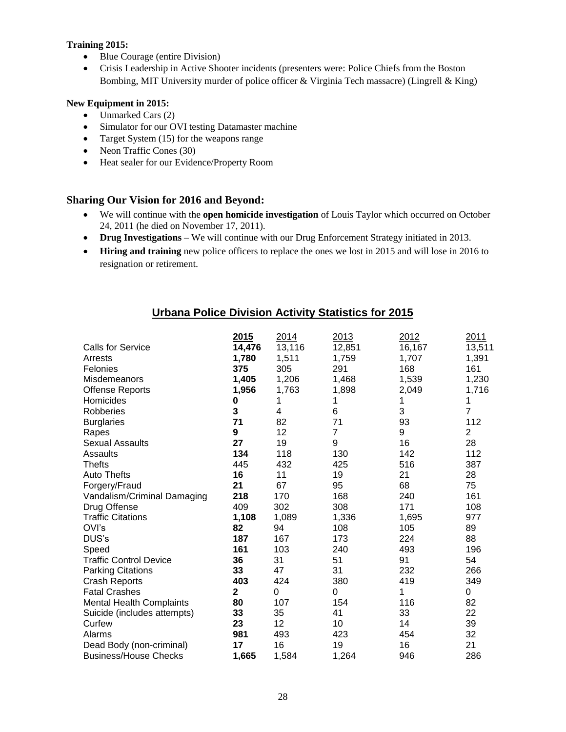**Training 2015:**

- Blue Courage (entire Division)
- Crisis Leadership in Active Shooter incidents (presenters were: Police Chiefs from the Boston Bombing, MIT University murder of police officer & Virginia Tech massacre) (Lingrell & King)

**New Equipment in 2015:**

- Unmarked Cars (2)
- Simulator for our OVI testing Datamaster machine
- Target System (15) for the weapons range
- Neon Traffic Cones (30)
- Heat sealer for our Evidence/Property Room

## Sharing Our Vision for 2016 and Beyond:

- We will continue with the **open homicide investigation** of Louis Taylor which occurred on October 24, 2011 (he died on November 17, 2011).
- **Drug Investigations** – We will continue with our Drug Enforcement Strategy initiated in 2013.
- **Hiring and training** new police officers to replace the ones we lost in 2015 and will lose in 2016 to resignation or retirement.

## Urbana Police Division Activity Statistics for 2015

| | 2015 | 2014 | 2013 | 2012 | 2011 |
|---|---|---|---|---|---|
| Calls for Service | **14,476** | 13,116 | 12,851 | 16,167 | 13,511 |
| Arrests | **1,780** | 1,511 | 1,759 | 1,707 | 1,391 |
| Felonies | **375** | 305 | 291 | 168 | 161 |
| Misdemeanors | **1,405** | 1,206 | 1,468 | 1,539 | 1,230 |
| Offense Reports | **1,956** | 1,763 | 1,898 | 2,049 | 1,716 |
| Homicides | **0** | 1 | 1 | 1 | 1 |
| Robberies | **3** | 4 | 6 | 3 | 7 |
| Burglaries | **71** | 82 | 71 | 93 | 112 |
| Rapes | **9** | 12 | 7 | 9 | 2 |
| Sexual Assaults | **27** | 19 | 9 | 16 | 28 |
| Assaults | **134** | 118 | 130 | 142 | 112 |
| Thefts | 445 | 432 | 425 | 516 | 387 |
| Auto Thefts | **16** | 11 | 19 | 21 | 28 |
| Forgery/Fraud | **21** | 67 | 95 | 68 | 75 |
| Vandalism/Criminal Damaging | **218** | 170 | 168 | 240 | 161 |
| Drug Offense | 409 | 302 | 308 | 171 | 108 |
| Traffic Citations | **1,108** | 1,089 | 1,336 | 1,695 | 977 |
| OVI's | **82** | 94 | 108 | 105 | 89 |
| DUS's | **187** | 167 | 173 | 224 | 88 |
| Speed | **161** | 103 | 240 | 493 | 196 |
| Traffic Control Device | **36** | 31 | 51 | 91 | 54 |
| Parking Citations | **33** | 47 | 31 | 232 | 266 |
| Crash Reports | **403** | 424 | 380 | 419 | 349 |
| Fatal Crashes | **2** | 0 | 0 | 1 | 0 |
| Mental Health Complaints | **80** | 107 | 154 | 116 | 82 |
| Suicide (includes attempts) | **33** | 35 | 41 | 33 | 22 |
| Curfew | **23** | 12 | 10 | 14 | 39 |
| Alarms | **981** | 493 | 423 | 454 | 32 |
| Dead Body (non-criminal) | **17** | 16 | 19 | 16 | 21 |
| Business/House Checks | **1,665** | 1,584 | 1,264 | 946 | 286 |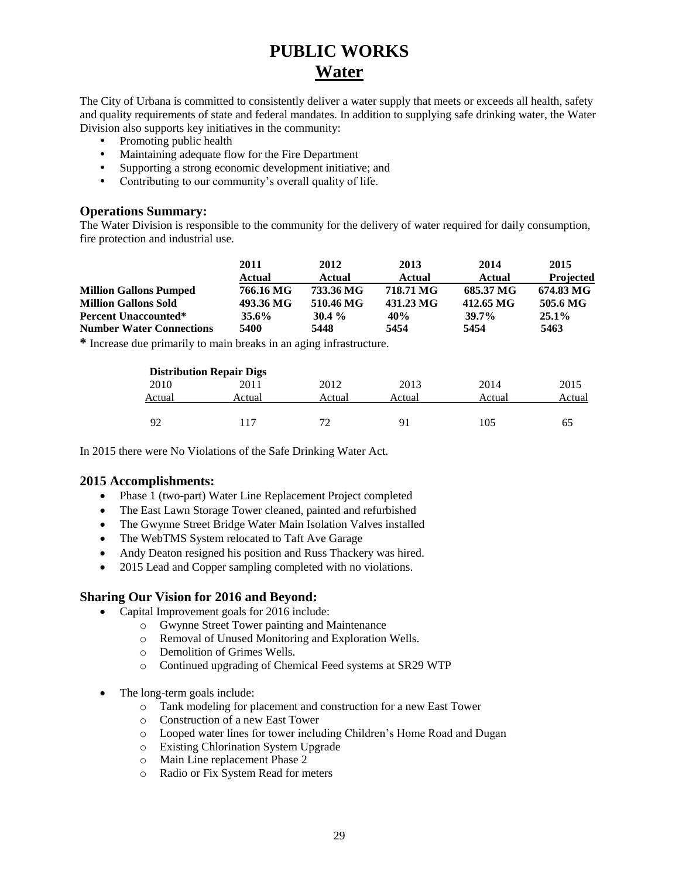# PUBLIC WORKS
## Water

The City of Urbana is committed to consistently deliver a water supply that meets or exceeds all health, safety and quality requirements of state and federal mandates. In addition to supplying safe drinking water, the Water Division also supports key initiatives in the community:

- Promoting public health
- Maintaining adequate flow for the Fire Department
- Supporting a strong economic development initiative; and
- Contributing to our community's overall quality of life.

### Operations Summary:

The Water Division is responsible to the community for the delivery of water required for daily consumption, fire protection and industrial use.

| | 2011 Actual | 2012 Actual | 2013 Actual | 2014 Actual | 2015 Projected |
|---|---|---|---|---|---|
| **Million Gallons Pumped** | **766.16 MG** | **733.36 MG** | **718.71 MG** | **685.37 MG** | **674.83 MG** |
| **Million Gallons Sold** | **493.36 MG** | **510.46 MG** | **431.23 MG** | **412.65 MG** | **505.6 MG** |
| **Percent Unaccounted*** | **35.6%** | **30.4 %** | **40%** | **39.7%** | **25.1%** |
| **Number Water Connections** | **5400** | **5448** | **5454** | **5454** | **5463** |

**\*** Increase due primarily to main breaks in an aging infrastructure.

**Distribution Repair Digs**

| 2010 Actual | 2011 Actual | 2012 Actual | 2013 Actual | 2014 Actual | 2015 Actual |
|---|---|---|---|---|---|
| 92 | 117 | 72 | 91 | 105 | 65 |

In 2015 there were No Violations of the Safe Drinking Water Act.

### 2015 Accomplishments:

- Phase 1 (two-part) Water Line Replacement Project completed
- The East Lawn Storage Tower cleaned, painted and refurbished
- The Gwynne Street Bridge Water Main Isolation Valves installed
- The WebTMS System relocated to Taft Ave Garage
- Andy Deaton resigned his position and Russ Thackery was hired.
- 2015 Lead and Copper sampling completed with no violations.

### Sharing Our Vision for 2016 and Beyond:

- Capital Improvement goals for 2016 include:
  - Gwynne Street Tower painting and Maintenance
  - Removal of Unused Monitoring and Exploration Wells.
  - Demolition of Grimes Wells.
  - Continued upgrading of Chemical Feed systems at SR29 WTP

- The long-term goals include:
  - Tank modeling for placement and construction for a new East Tower
  - Construction of a new East Tower
  - Looped water lines for tower including Children's Home Road and Dugan
  - Existing Chlorination System Upgrade
  - Main Line replacement Phase 2
  - Radio or Fix System Read for meters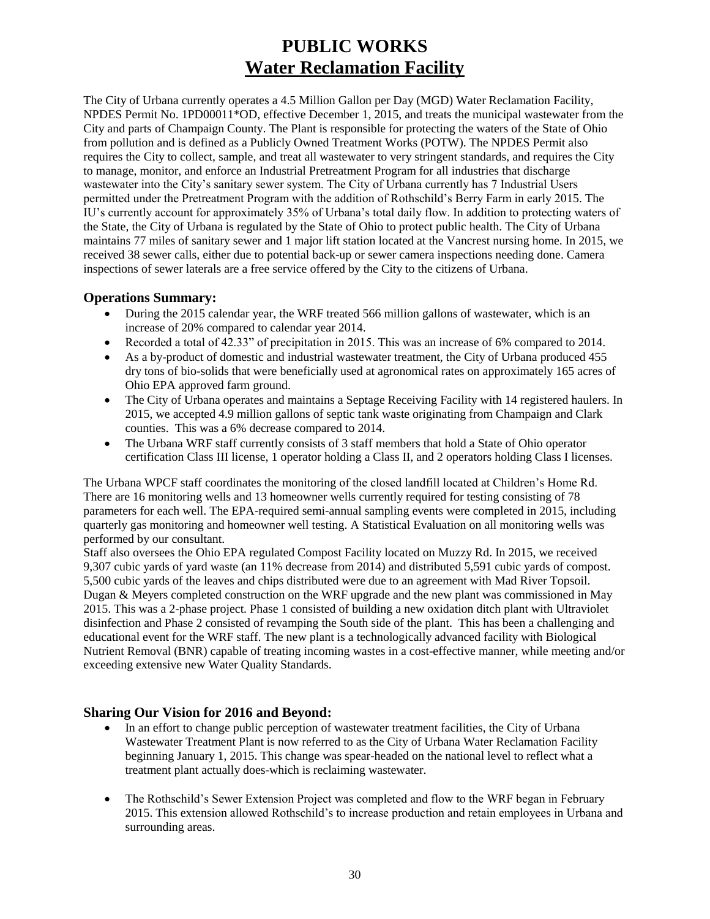# PUBLIC WORKS

## Water Reclamation Facility

The City of Urbana currently operates a 4.5 Million Gallon per Day (MGD) Water Reclamation Facility, NPDES Permit No. 1PD00011*OD, effective December 1, 2015, and treats the municipal wastewater from the City and parts of Champaign County. The Plant is responsible for protecting the waters of the State of Ohio from pollution and is defined as a Publicly Owned Treatment Works (POTW). The NPDES Permit also requires the City to collect, sample, and treat all wastewater to very stringent standards, and requires the City to manage, monitor, and enforce an Industrial Pretreatment Program for all industries that discharge wastewater into the City's sanitary sewer system. The City of Urbana currently has 7 Industrial Users permitted under the Pretreatment Program with the addition of Rothschild's Berry Farm in early 2015. The IU's currently account for approximately 35% of Urbana's total daily flow. In addition to protecting waters of the State, the City of Urbana is regulated by the State of Ohio to protect public health. The City of Urbana maintains 77 miles of sanitary sewer and 1 major lift station located at the Vancrest nursing home. In 2015, we received 38 sewer calls, either due to potential back-up or sewer camera inspections needing done. Camera inspections of sewer laterals are a free service offered by the City to the citizens of Urbana.

### Operations Summary:

- During the 2015 calendar year, the WRF treated 566 million gallons of wastewater, which is an increase of 20% compared to calendar year 2014.
- Recorded a total of 42.33" of precipitation in 2015. This was an increase of 6% compared to 2014.
- As a by-product of domestic and industrial wastewater treatment, the City of Urbana produced 455 dry tons of bio-solids that were beneficially used at agronomical rates on approximately 165 acres of Ohio EPA approved farm ground.
- The City of Urbana operates and maintains a Septage Receiving Facility with 14 registered haulers. In 2015, we accepted 4.9 million gallons of septic tank waste originating from Champaign and Clark counties. This was a 6% decrease compared to 2014.
- The Urbana WRF staff currently consists of 3 staff members that hold a State of Ohio operator certification Class III license, 1 operator holding a Class II, and 2 operators holding Class I licenses.

The Urbana WPCF staff coordinates the monitoring of the closed landfill located at Children's Home Rd. There are 16 monitoring wells and 13 homeowner wells currently required for testing consisting of 78 parameters for each well. The EPA-required semi-annual sampling events were completed in 2015, including quarterly gas monitoring and homeowner well testing. A Statistical Evaluation on all monitoring wells was performed by our consultant.

Staff also oversees the Ohio EPA regulated Compost Facility located on Muzzy Rd. In 2015, we received 9,307 cubic yards of yard waste (an 11% decrease from 2014) and distributed 5,591 cubic yards of compost. 5,500 cubic yards of the leaves and chips distributed were due to an agreement with Mad River Topsoil.

Dugan & Meyers completed construction on the WRF upgrade and the new plant was commissioned in May 2015. This was a 2-phase project. Phase 1 consisted of building a new oxidation ditch plant with Ultraviolet disinfection and Phase 2 consisted of revamping the South side of the plant. This has been a challenging and educational event for the WRF staff. The new plant is a technologically advanced facility with Biological Nutrient Removal (BNR) capable of treating incoming wastes in a cost-effective manner, while meeting and/or exceeding extensive new Water Quality Standards.

### Sharing Our Vision for 2016 and Beyond:

- In an effort to change public perception of wastewater treatment facilities, the City of Urbana Wastewater Treatment Plant is now referred to as the City of Urbana Water Reclamation Facility beginning January 1, 2015. This change was spear-headed on the national level to reflect what a treatment plant actually does-which is reclaiming wastewater.
- The Rothschild's Sewer Extension Project was completed and flow to the WRF began in February 2015. This extension allowed Rothschild's to increase production and retain employees in Urbana and surrounding areas.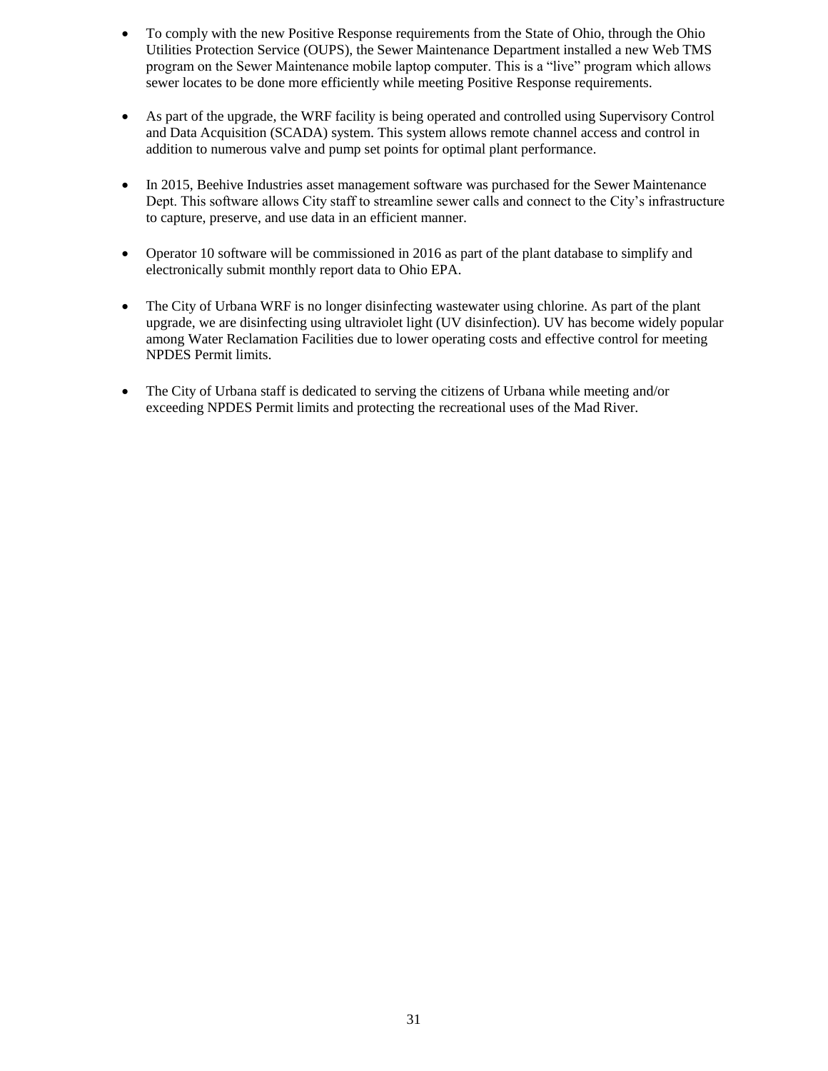- To comply with the new Positive Response requirements from the State of Ohio, through the Ohio Utilities Protection Service (OUPS), the Sewer Maintenance Department installed a new Web TMS program on the Sewer Maintenance mobile laptop computer. This is a "live" program which allows sewer locates to be done more efficiently while meeting Positive Response requirements.

- As part of the upgrade, the WRF facility is being operated and controlled using Supervisory Control and Data Acquisition (SCADA) system. This system allows remote channel access and control in addition to numerous valve and pump set points for optimal plant performance.

- In 2015, Beehive Industries asset management software was purchased for the Sewer Maintenance Dept. This software allows City staff to streamline sewer calls and connect to the City's infrastructure to capture, preserve, and use data in an efficient manner.

- Operator 10 software will be commissioned in 2016 as part of the plant database to simplify and electronically submit monthly report data to Ohio EPA.

- The City of Urbana WRF is no longer disinfecting wastewater using chlorine. As part of the plant upgrade, we are disinfecting using ultraviolet light (UV disinfection). UV has become widely popular among Water Reclamation Facilities due to lower operating costs and effective control for meeting NPDES Permit limits.

- The City of Urbana staff is dedicated to serving the citizens of Urbana while meeting and/or exceeding NPDES Permit limits and protecting the recreational uses of the Mad River.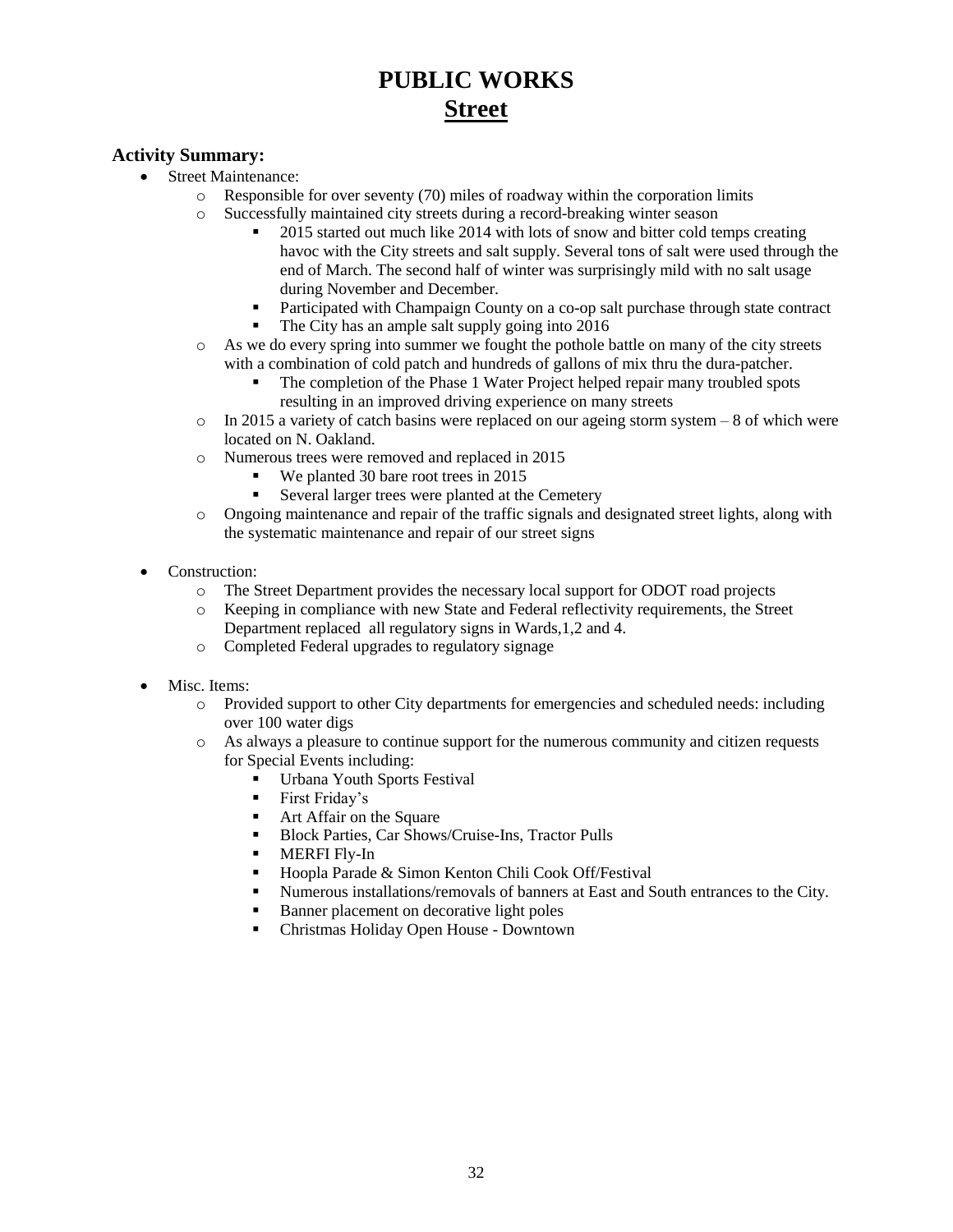# PUBLIC WORKS
## Street

### Activity Summary:

- Street Maintenance:
  - Responsible for over seventy (70) miles of roadway within the corporation limits
  - Successfully maintained city streets during a record-breaking winter season
    - 2015 started out much like 2014 with lots of snow and bitter cold temps creating havoc with the City streets and salt supply. Several tons of salt were used through the end of March. The second half of winter was surprisingly mild with no salt usage during November and December.
    - Participated with Champaign County on a co-op salt purchase through state contract
    - The City has an ample salt supply going into 2016
  - As we do every spring into summer we fought the pothole battle on many of the city streets with a combination of cold patch and hundreds of gallons of mix thru the dura-patcher.
    - The completion of the Phase 1 Water Project helped repair many troubled spots resulting in an improved driving experience on many streets
  - In 2015 a variety of catch basins were replaced on our ageing storm system – 8 of which were located on N. Oakland.
  - Numerous trees were removed and replaced in 2015
    - We planted 30 bare root trees in 2015
    - Several larger trees were planted at the Cemetery
  - Ongoing maintenance and repair of the traffic signals and designated street lights, along with the systematic maintenance and repair of our street signs

- Construction:
  - The Street Department provides the necessary local support for ODOT road projects
  - Keeping in compliance with new State and Federal reflectivity requirements, the Street Department replaced all regulatory signs in Wards,1,2 and 4.
  - Completed Federal upgrades to regulatory signage

- Misc. Items:
  - Provided support to other City departments for emergencies and scheduled needs: including over 100 water digs
  - As always a pleasure to continue support for the numerous community and citizen requests for Special Events including:
    - Urbana Youth Sports Festival
    - First Friday's
    - Art Affair on the Square
    - Block Parties, Car Shows/Cruise-Ins, Tractor Pulls
    - MERFI Fly-In
    - Hoopla Parade & Simon Kenton Chili Cook Off/Festival
    - Numerous installations/removals of banners at East and South entrances to the City.
    - Banner placement on decorative light poles
    - Christmas Holiday Open House - Downtown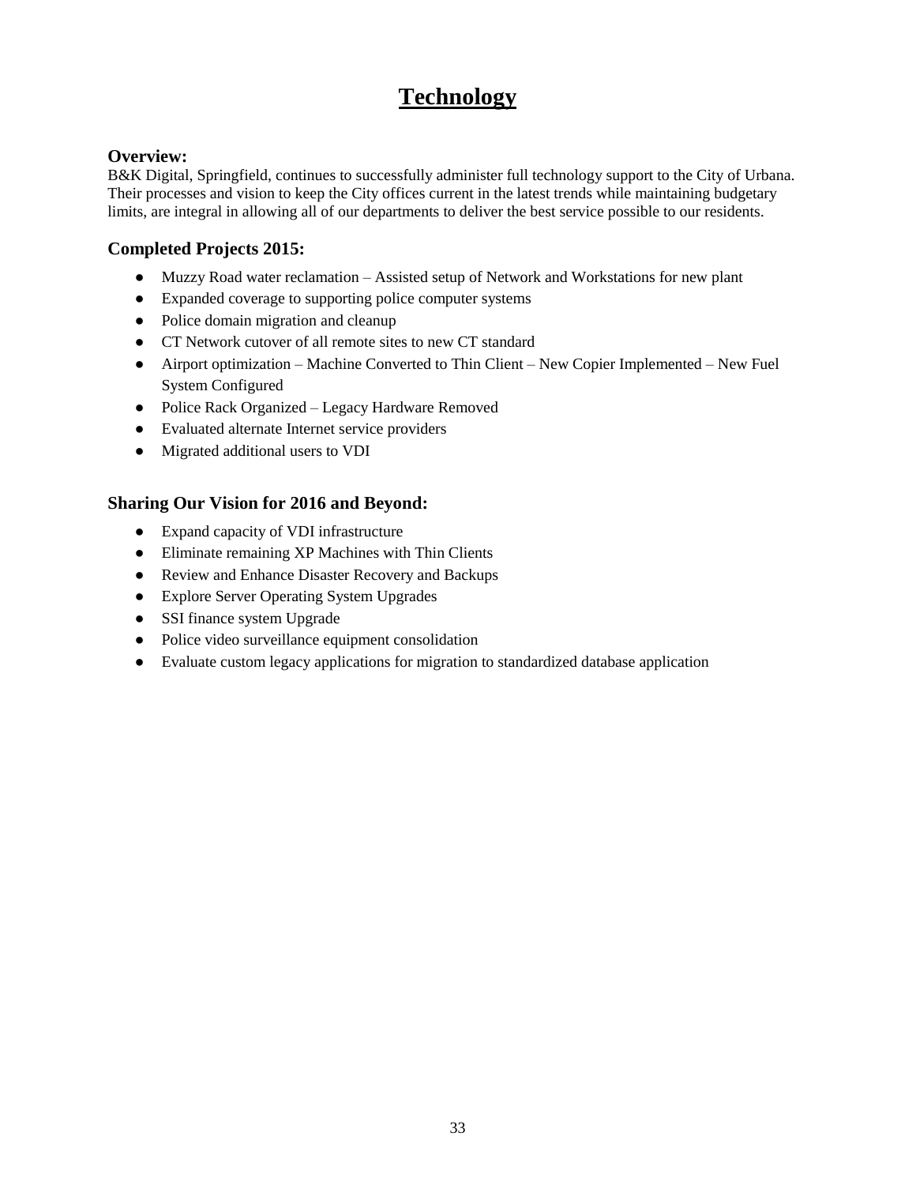# Technology

### Overview:

B&K Digital, Springfield, continues to successfully administer full technology support to the City of Urbana. Their processes and vision to keep the City offices current in the latest trends while maintaining budgetary limits, are integral in allowing all of our departments to deliver the best service possible to our residents.

### Completed Projects 2015:

- Muzzy Road water reclamation – Assisted setup of Network and Workstations for new plant
- Expanded coverage to supporting police computer systems
- Police domain migration and cleanup
- CT Network cutover of all remote sites to new CT standard
- Airport optimization – Machine Converted to Thin Client – New Copier Implemented – New Fuel System Configured
- Police Rack Organized – Legacy Hardware Removed
- Evaluated alternate Internet service providers
- Migrated additional users to VDI

### Sharing Our Vision for 2016 and Beyond:

- Expand capacity of VDI infrastructure
- Eliminate remaining XP Machines with Thin Clients
- Review and Enhance Disaster Recovery and Backups
- Explore Server Operating System Upgrades
- SSI finance system Upgrade
- Police video surveillance equipment consolidation
- Evaluate custom legacy applications for migration to standardized database application